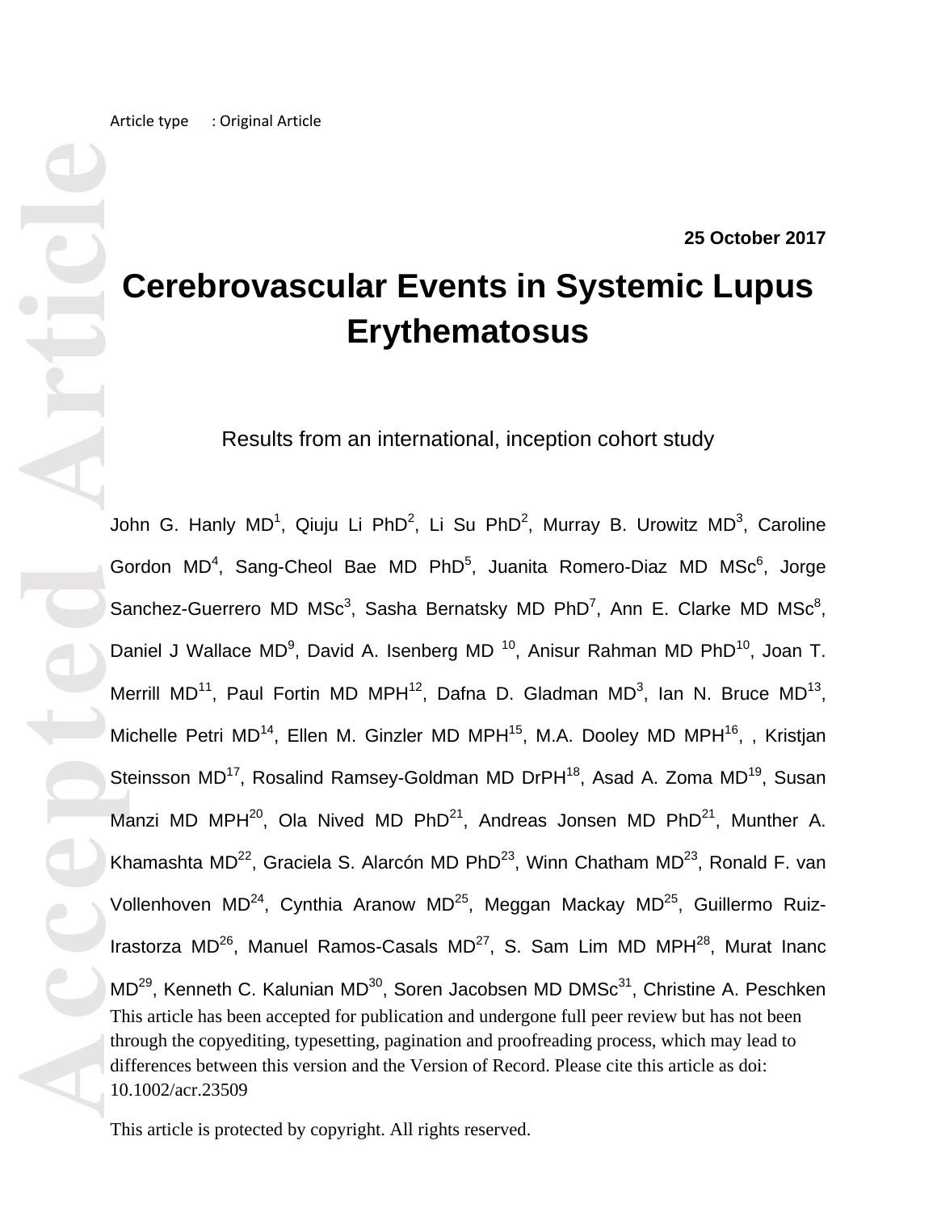Article type : Original Article

**25 October 2017**

# Cerebrovascular Events in Systemic Lupus Erythematosus

Results from an international, inception cohort study

John G. Hanly MD[1], Qiuju Li PhD[2], Li Su PhD[2], Murray B. Urowitz MD[3], Caroline Gordon MD[4], Sang-Cheol Bae MD PhD[5], Juanita Romero-Diaz MD MSc[6], Jorge Sanchez-Guerrero MD MSc[3], Sasha Bernatsky MD PhD[7], Ann E. Clarke MD MSc[8], Daniel J Wallace MD[9], David A. Isenberg MD [10], Anisur Rahman MD PhD[10], Joan T. Merrill MD[11], Paul Fortin MD MPH[12], Dafna D. Gladman MD[3], Ian N. Bruce MD[13], Michelle Petri MD[14], Ellen M. Ginzler MD MPH[15], M.A. Dooley MD MPH[16], , Kristjan Steinsson MD[17], Rosalind Ramsey-Goldman MD DrPH[18], Asad A. Zoma MD[19], Susan Manzi MD MPH[20], Ola Nived MD PhD[21], Andreas Jonsen MD PhD[21], Munther A. Khamashta MD[22], Graciela S. Alarcón MD PhD[23], Winn Chatham MD[23], Ronald F. van Vollenhoven MD[24], Cynthia Aranow MD[25], Meggan Mackay MD[25], Guillermo Ruiz-Irastorza MD[26], Manuel Ramos-Casals MD[27], S. Sam Lim MD MPH[28], Murat Inanc MD[29], Kenneth C. Kalunian MD[30], Soren Jacobsen MD DMSc[31], Christine A. Peschken

This article has been accepted for publication and undergone full peer review but has not been through the copyediting, typesetting, pagination and proofreading process, which may lead to differences between this version and the Version of Record. Please cite this article as doi: 10.1002/acr.23509

This article is protected by copyright. All rights reserved.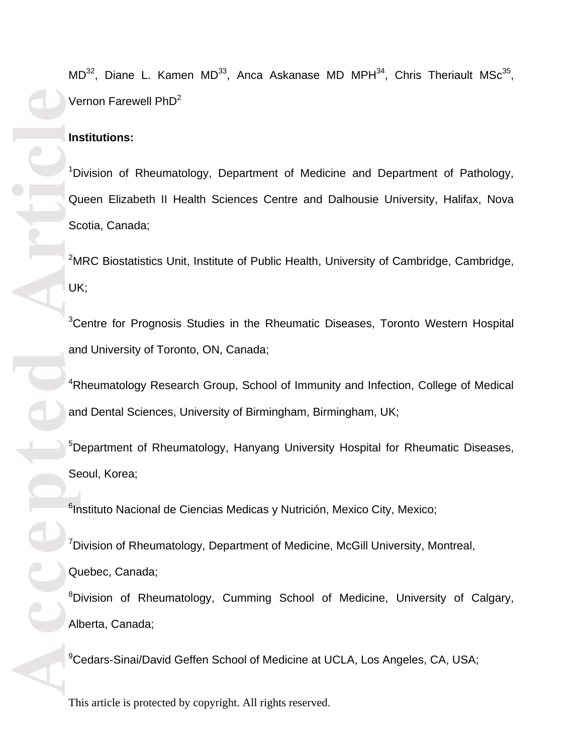MD[32], Diane L. Kamen MD[33], Anca Askanase MD MPH[34], Chris Theriault MSc[35], Vernon Farewell PhD[2]

**Institutions:**

[1]Division of Rheumatology, Department of Medicine and Department of Pathology, Queen Elizabeth II Health Sciences Centre and Dalhousie University, Halifax, Nova Scotia, Canada;

[2]MRC Biostatistics Unit, Institute of Public Health, University of Cambridge, Cambridge, UK;

[3]Centre for Prognosis Studies in the Rheumatic Diseases, Toronto Western Hospital and University of Toronto, ON, Canada;

[4]Rheumatology Research Group, School of Immunity and Infection, College of Medical and Dental Sciences, University of Birmingham, Birmingham, UK;

[5]Department of Rheumatology, Hanyang University Hospital for Rheumatic Diseases, Seoul, Korea;

[6]Instituto Nacional de Ciencias Medicas y Nutrición, Mexico City, Mexico;

[7]Division of Rheumatology, Department of Medicine, McGill University, Montreal, Quebec, Canada;

[8]Division of Rheumatology, Cumming School of Medicine, University of Calgary, Alberta, Canada;

[9]Cedars-Sinai/David Geffen School of Medicine at UCLA, Los Angeles, CA, USA;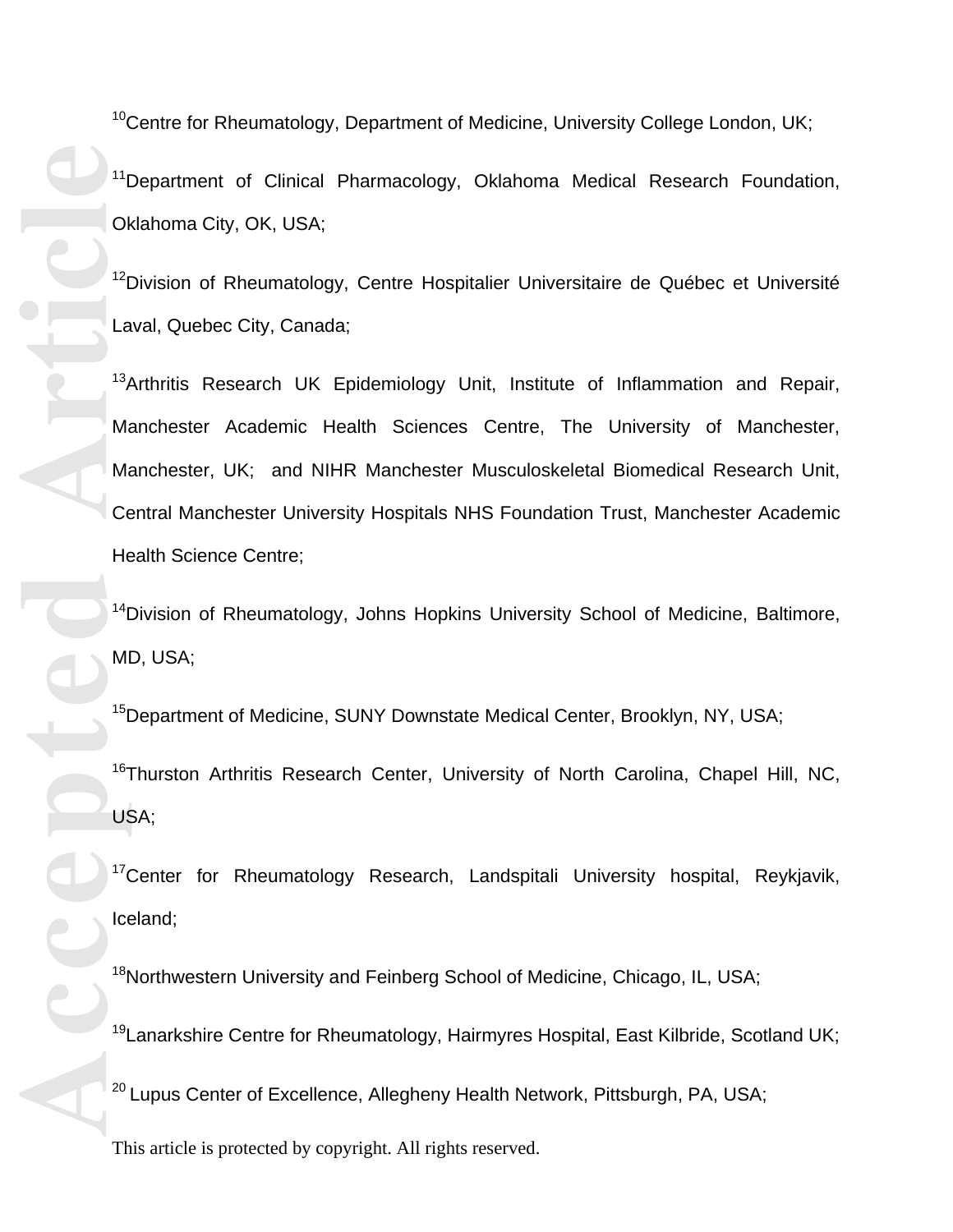[10]Centre for Rheumatology, Department of Medicine, University College London, UK;

[11]Department of Clinical Pharmacology, Oklahoma Medical Research Foundation, Oklahoma City, OK, USA;

[12]Division of Rheumatology, Centre Hospitalier Universitaire de Québec et Université Laval, Quebec City, Canada;

[13]Arthritis Research UK Epidemiology Unit, Institute of Inflammation and Repair, Manchester Academic Health Sciences Centre, The University of Manchester, Manchester, UK; and NIHR Manchester Musculoskeletal Biomedical Research Unit, Central Manchester University Hospitals NHS Foundation Trust, Manchester Academic Health Science Centre;

[14]Division of Rheumatology, Johns Hopkins University School of Medicine, Baltimore, MD, USA;

[15]Department of Medicine, SUNY Downstate Medical Center, Brooklyn, NY, USA;

[16]Thurston Arthritis Research Center, University of North Carolina, Chapel Hill, NC, USA;

[17]Center for Rheumatology Research, Landspitali University hospital, Reykjavik, Iceland;

[18]Northwestern University and Feinberg School of Medicine, Chicago, IL, USA;

[19]Lanarkshire Centre for Rheumatology, Hairmyres Hospital, East Kilbride, Scotland UK;

[20] Lupus Center of Excellence, Allegheny Health Network, Pittsburgh, PA, USA;

This article is protected by copyright. All rights reserved.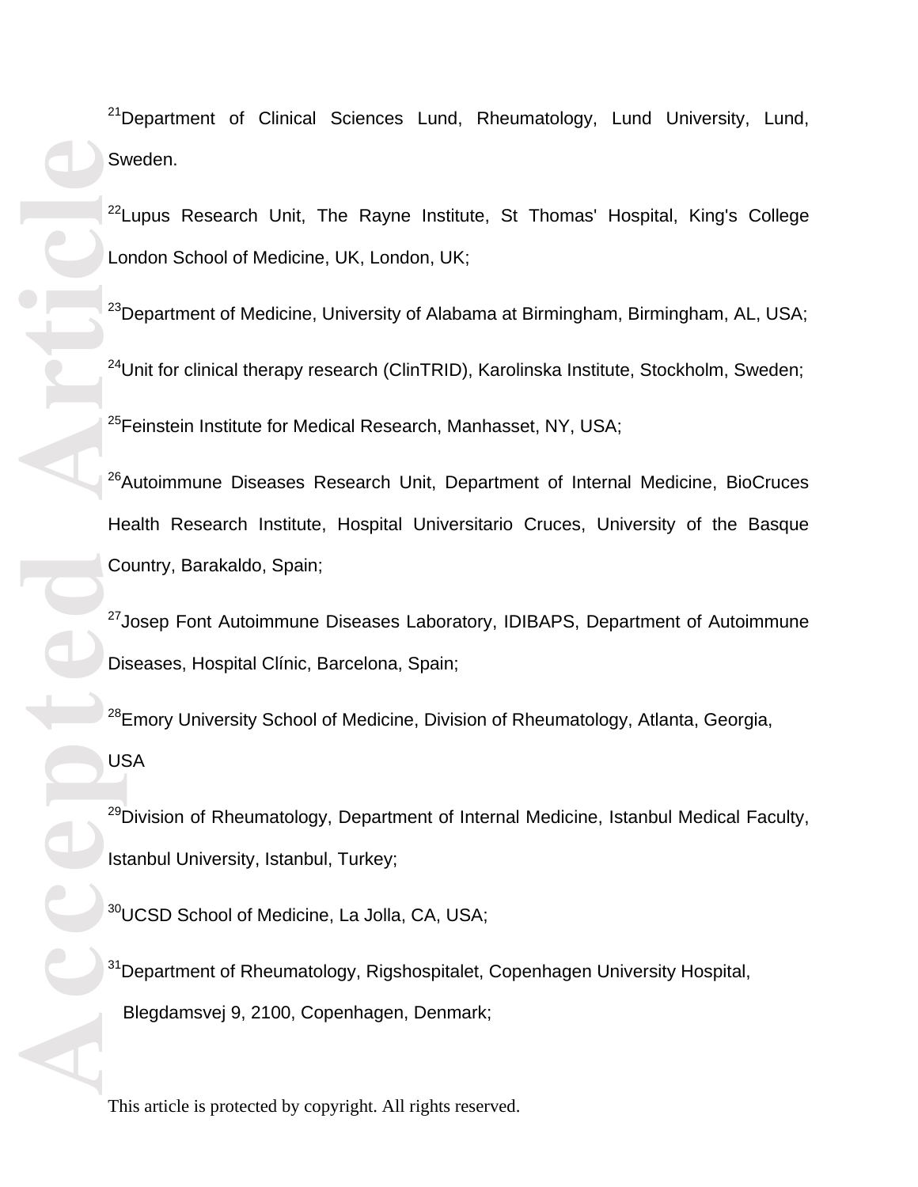[21]Department of Clinical Sciences Lund, Rheumatology, Lund University, Lund, Sweden.

[22]Lupus Research Unit, The Rayne Institute, St Thomas' Hospital, King's College London School of Medicine, UK, London, UK;

[23]Department of Medicine, University of Alabama at Birmingham, Birmingham, AL, USA;

[24]Unit for clinical therapy research (ClinTRID), Karolinska Institute, Stockholm, Sweden;

[25]Feinstein Institute for Medical Research, Manhasset, NY, USA;

[26]Autoimmune Diseases Research Unit, Department of Internal Medicine, BioCruces Health Research Institute, Hospital Universitario Cruces, University of the Basque Country, Barakaldo, Spain;

[27]Josep Font Autoimmune Diseases Laboratory, IDIBAPS, Department of Autoimmune Diseases, Hospital Clínic, Barcelona, Spain;

[28]Emory University School of Medicine, Division of Rheumatology, Atlanta, Georgia, USA

[29]Division of Rheumatology, Department of Internal Medicine, Istanbul Medical Faculty, Istanbul University, Istanbul, Turkey;

[30]UCSD School of Medicine, La Jolla, CA, USA;

[31]Department of Rheumatology, Rigshospitalet, Copenhagen University Hospital, Blegdamsvej 9, 2100, Copenhagen, Denmark;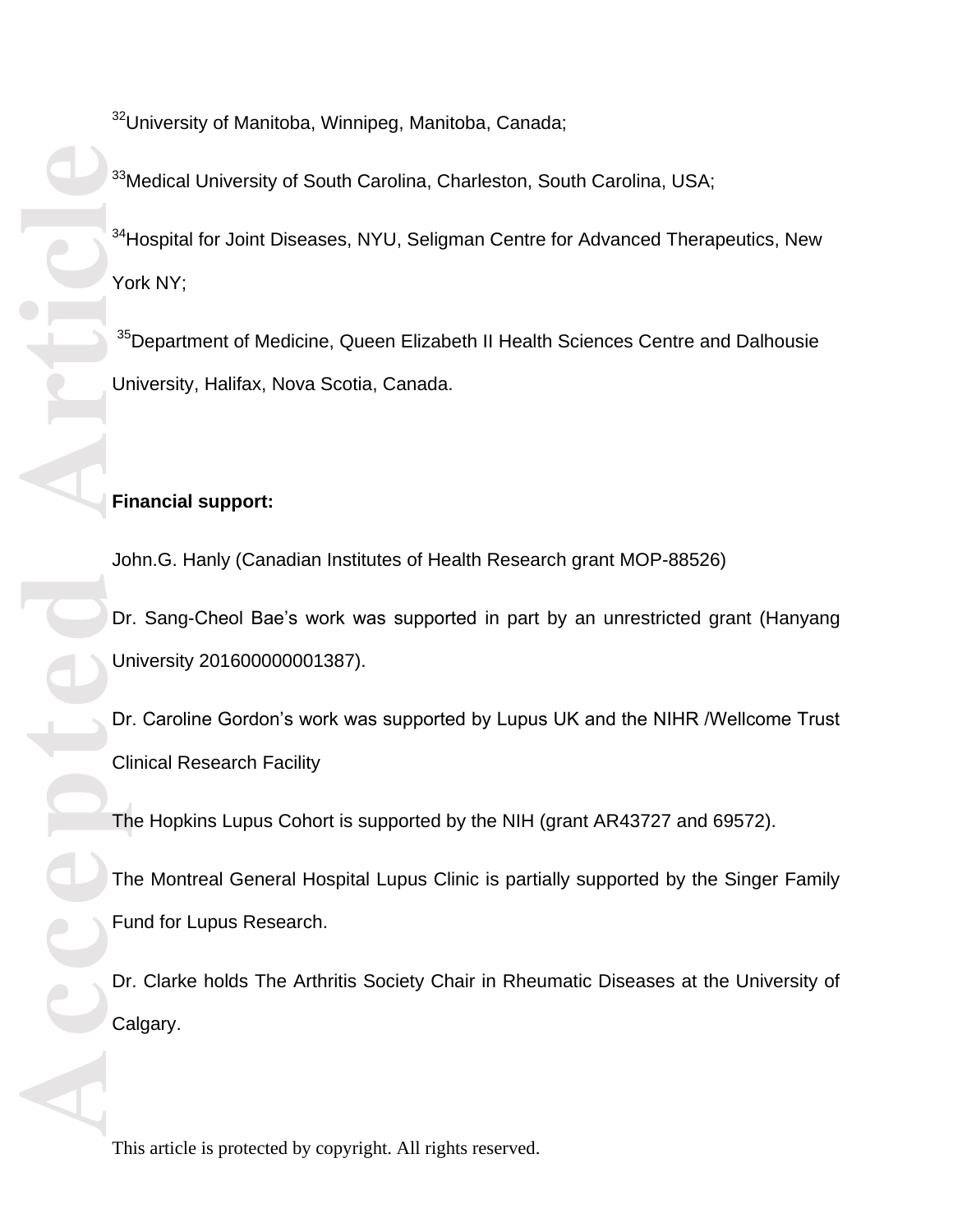[32]University of Manitoba, Winnipeg, Manitoba, Canada;

[33]Medical University of South Carolina, Charleston, South Carolina, USA;

[34]Hospital for Joint Diseases, NYU, Seligman Centre for Advanced Therapeutics, New York NY;

[35]Department of Medicine, Queen Elizabeth II Health Sciences Centre and Dalhousie University, Halifax, Nova Scotia, Canada.

**Financial support:**

John.G. Hanly (Canadian Institutes of Health Research grant MOP-88526)

Dr. Sang-Cheol Bae's work was supported in part by an unrestricted grant (Hanyang University 201600000001387).

Dr. Caroline Gordon's work was supported by Lupus UK and the NIHR /Wellcome Trust Clinical Research Facility

The Hopkins Lupus Cohort is supported by the NIH (grant AR43727 and 69572).

The Montreal General Hospital Lupus Clinic is partially supported by the Singer Family Fund for Lupus Research.

Dr. Clarke holds The Arthritis Society Chair in Rheumatic Diseases at the University of Calgary.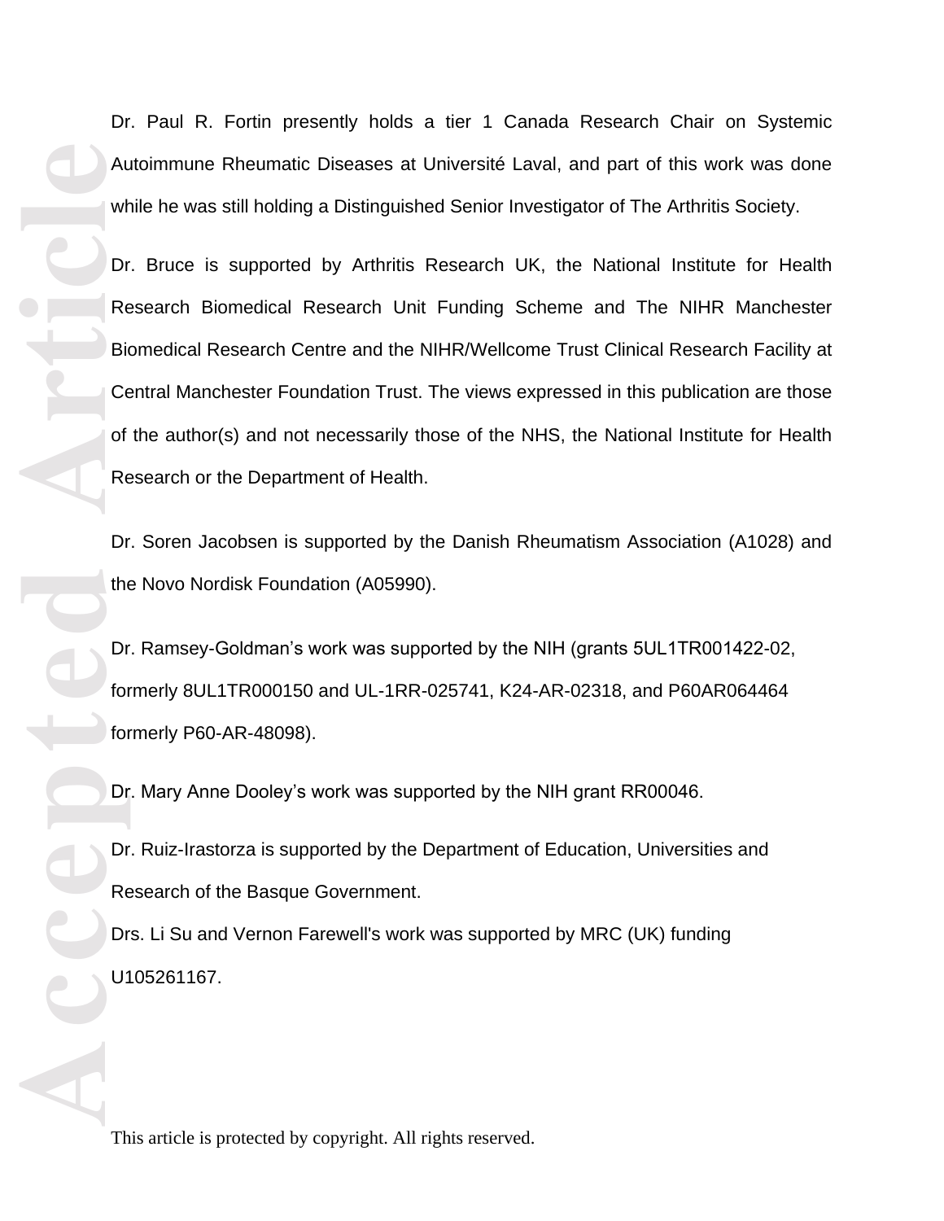Dr. Paul R. Fortin presently holds a tier 1 Canada Research Chair on Systemic Autoimmune Rheumatic Diseases at Université Laval, and part of this work was done while he was still holding a Distinguished Senior Investigator of The Arthritis Society.

Dr. Bruce is supported by Arthritis Research UK, the National Institute for Health Research Biomedical Research Unit Funding Scheme and The NIHR Manchester Biomedical Research Centre and the NIHR/Wellcome Trust Clinical Research Facility at Central Manchester Foundation Trust. The views expressed in this publication are those of the author(s) and not necessarily those of the NHS, the National Institute for Health Research or the Department of Health.

Dr. Soren Jacobsen is supported by the Danish Rheumatism Association (A1028) and the Novo Nordisk Foundation (A05990).

Dr. Ramsey-Goldman's work was supported by the NIH (grants 5UL1TR001422-02, formerly 8UL1TR000150 and UL-1RR-025741, K24-AR-02318, and P60AR064464 formerly P60-AR-48098).

Dr. Mary Anne Dooley's work was supported by the NIH grant RR00046.

Dr. Ruiz-Irastorza is supported by the Department of Education, Universities and Research of the Basque Government.

Drs. Li Su and Vernon Farewell's work was supported by MRC (UK) funding U105261167.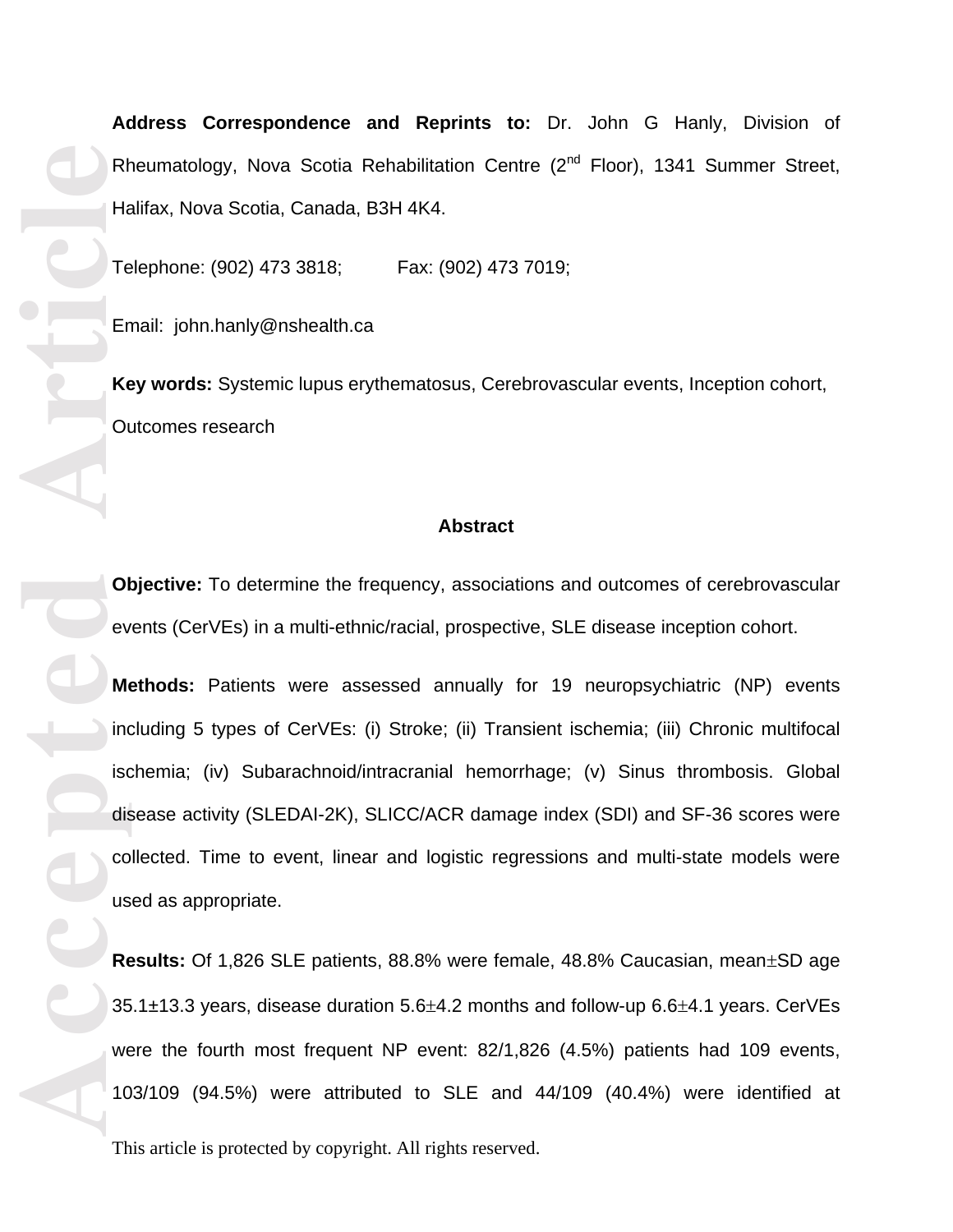**Address Correspondence and Reprints to:** Dr. John G Hanly, Division of Rheumatology, Nova Scotia Rehabilitation Centre (2nd Floor), 1341 Summer Street, Halifax, Nova Scotia, Canada, B3H 4K4.

Telephone: (902) 473 3818;  Fax: (902) 473 7019;

Email: john.hanly@nshealth.ca

**Key words:** Systemic lupus erythematosus, Cerebrovascular events, Inception cohort, Outcomes research

## Abstract

**Objective:** To determine the frequency, associations and outcomes of cerebrovascular events (CerVEs) in a multi-ethnic/racial, prospective, SLE disease inception cohort.

**Methods:** Patients were assessed annually for 19 neuropsychiatric (NP) events including 5 types of CerVEs: (i) Stroke; (ii) Transient ischemia; (iii) Chronic multifocal ischemia; (iv) Subarachnoid/intracranial hemorrhage; (v) Sinus thrombosis. Global disease activity (SLEDAI-2K), SLICC/ACR damage index (SDI) and SF-36 scores were collected. Time to event, linear and logistic regressions and multi-state models were used as appropriate.

**Results:** Of 1,826 SLE patients, 88.8% were female, 48.8% Caucasian, mean±SD age 35.1±13.3 years, disease duration 5.6±4.2 months and follow-up 6.6±4.1 years. CerVEs were the fourth most frequent NP event: 82/1,826 (4.5%) patients had 109 events, 103/109 (94.5%) were attributed to SLE and 44/109 (40.4%) were identified at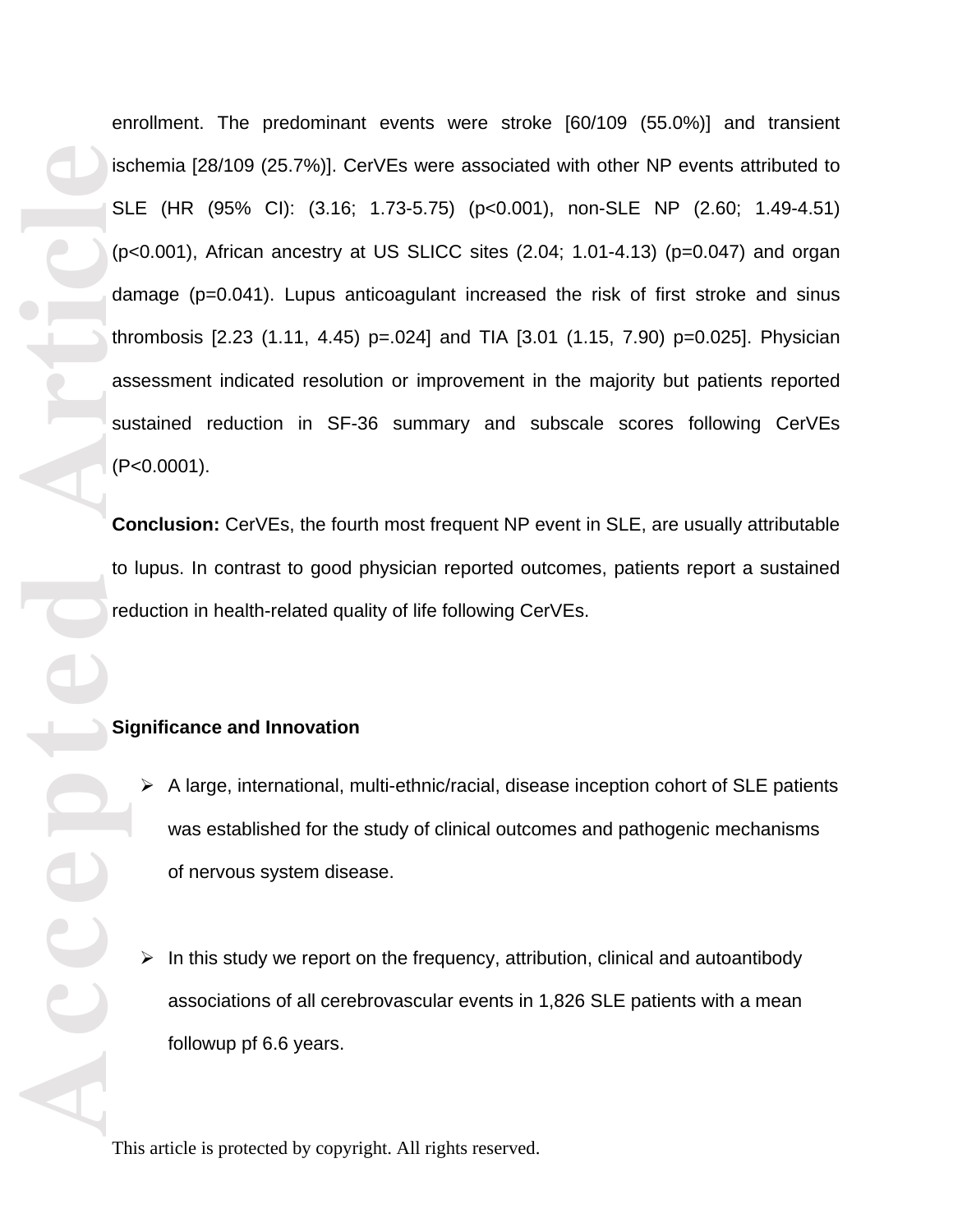enrollment. The predominant events were stroke [60/109 (55.0%)] and transient ischemia [28/109 (25.7%)]. CerVEs were associated with other NP events attributed to SLE (HR (95% CI): (3.16; 1.73-5.75) (p<0.001), non-SLE NP (2.60; 1.49-4.51) (p<0.001), African ancestry at US SLICC sites (2.04; 1.01-4.13) (p=0.047) and organ damage (p=0.041). Lupus anticoagulant increased the risk of first stroke and sinus thrombosis [2.23 (1.11, 4.45) p=.024] and TIA [3.01 (1.15, 7.90) p=0.025]. Physician assessment indicated resolution or improvement in the majority but patients reported sustained reduction in SF-36 summary and subscale scores following CerVEs (P<0.0001).

**Conclusion:** CerVEs, the fourth most frequent NP event in SLE, are usually attributable to lupus. In contrast to good physician reported outcomes, patients report a sustained reduction in health-related quality of life following CerVEs.

**Significance and Innovation**

- A large, international, multi-ethnic/racial, disease inception cohort of SLE patients was established for the study of clinical outcomes and pathogenic mechanisms of nervous system disease.

- In this study we report on the frequency, attribution, clinical and autoantibody associations of all cerebrovascular events in 1,826 SLE patients with a mean followup pf 6.6 years.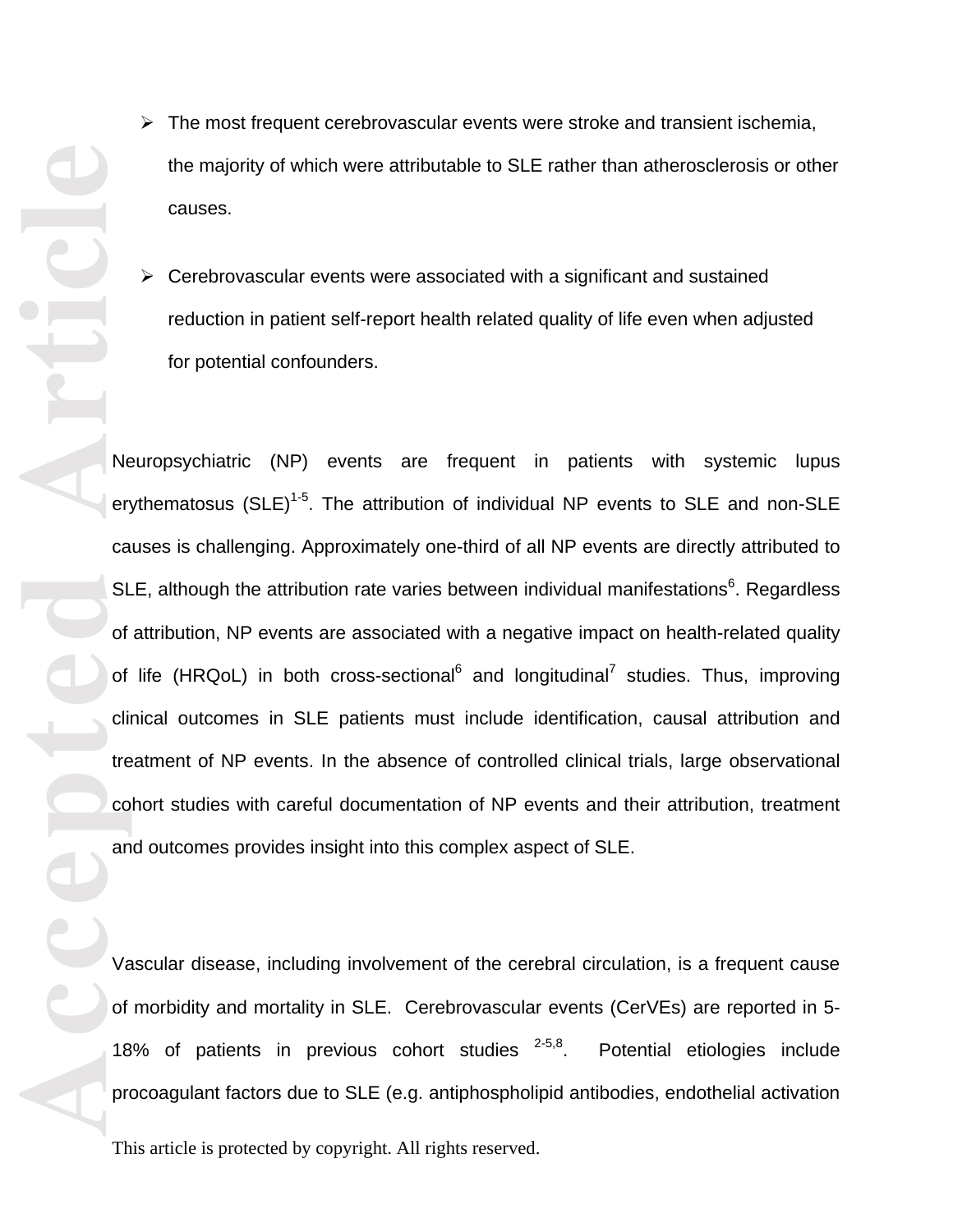- The most frequent cerebrovascular events were stroke and transient ischemia, the majority of which were attributable to SLE rather than atherosclerosis or other causes.

- Cerebrovascular events were associated with a significant and sustained reduction in patient self-report health related quality of life even when adjusted for potential confounders.

Neuropsychiatric (NP) events are frequent in patients with systemic lupus erythematosus (SLE)[1-5]. The attribution of individual NP events to SLE and non-SLE causes is challenging. Approximately one-third of all NP events are directly attributed to SLE, although the attribution rate varies between individual manifestations[6]. Regardless of attribution, NP events are associated with a negative impact on health-related quality of life (HRQoL) in both cross-sectional[6] and longitudinal[7] studies. Thus, improving clinical outcomes in SLE patients must include identification, causal attribution and treatment of NP events. In the absence of controlled clinical trials, large observational cohort studies with careful documentation of NP events and their attribution, treatment and outcomes provides insight into this complex aspect of SLE.

Vascular disease, including involvement of the cerebral circulation, is a frequent cause of morbidity and mortality in SLE. Cerebrovascular events (CerVEs) are reported in 5-18% of patients in previous cohort studies [2-5,8]. Potential etiologies include procoagulant factors due to SLE (e.g. antiphospholipid antibodies, endothelial activation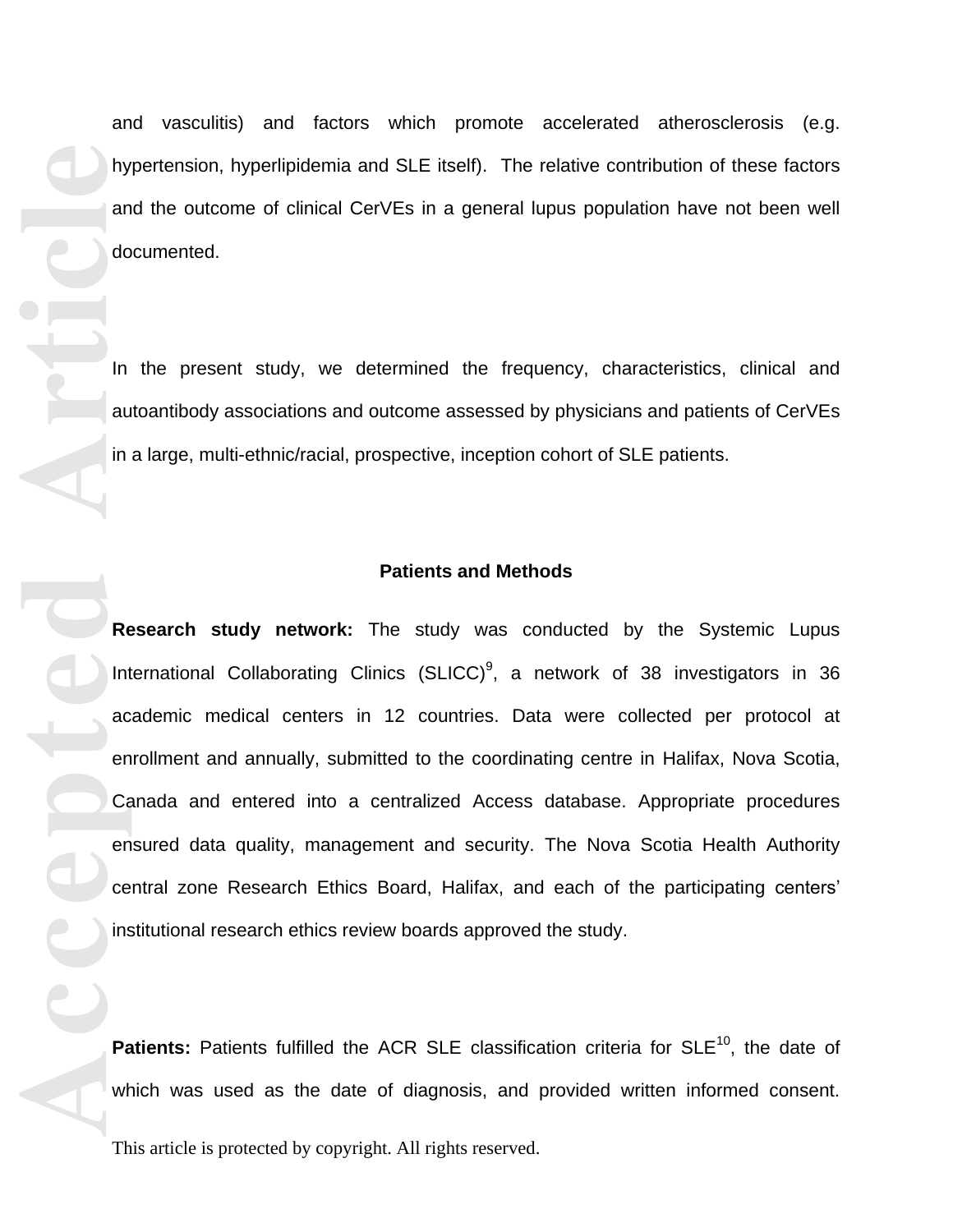and vasculitis) and factors which promote accelerated atherosclerosis (e.g. hypertension, hyperlipidemia and SLE itself). The relative contribution of these factors and the outcome of clinical CerVEs in a general lupus population have not been well documented.

In the present study, we determined the frequency, characteristics, clinical and autoantibody associations and outcome assessed by physicians and patients of CerVEs in a large, multi-ethnic/racial, prospective, inception cohort of SLE patients.

## Patients and Methods

**Research study network:** The study was conducted by the Systemic Lupus International Collaborating Clinics (SLICC)[9], a network of 38 investigators in 36 academic medical centers in 12 countries. Data were collected per protocol at enrollment and annually, submitted to the coordinating centre in Halifax, Nova Scotia, Canada and entered into a centralized Access database. Appropriate procedures ensured data quality, management and security. The Nova Scotia Health Authority central zone Research Ethics Board, Halifax, and each of the participating centers' institutional research ethics review boards approved the study.

**Patients:** Patients fulfilled the ACR SLE classification criteria for SLE[10], the date of which was used as the date of diagnosis, and provided written informed consent.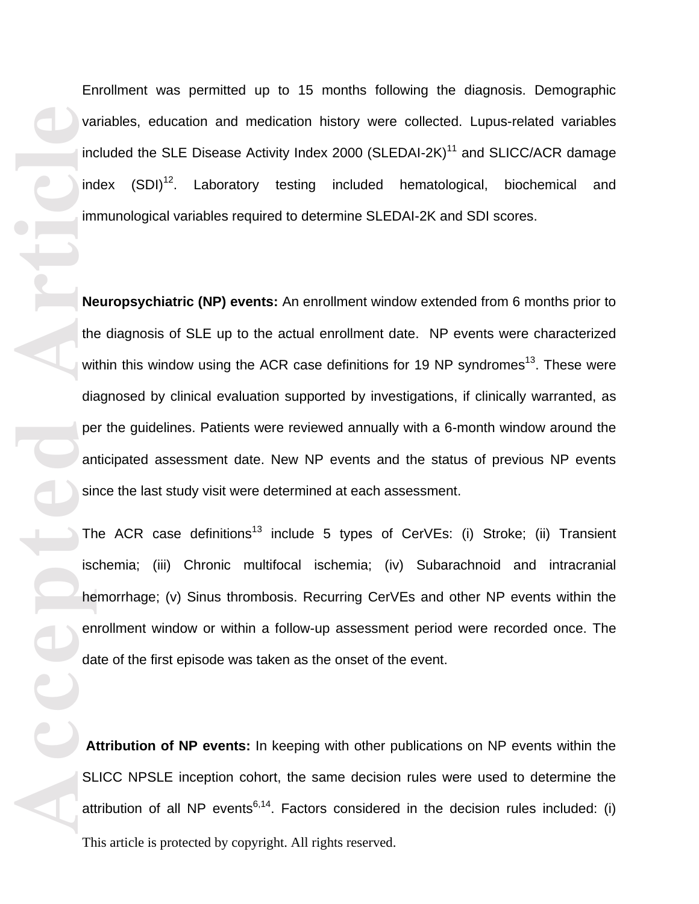Enrollment was permitted up to 15 months following the diagnosis. Demographic variables, education and medication history were collected. Lupus-related variables included the SLE Disease Activity Index 2000 (SLEDAI-2K)[11] and SLICC/ACR damage index (SDI)[12]. Laboratory testing included hematological, biochemical and immunological variables required to determine SLEDAI-2K and SDI scores.

**Neuropsychiatric (NP) events:** An enrollment window extended from 6 months prior to the diagnosis of SLE up to the actual enrollment date. NP events were characterized within this window using the ACR case definitions for 19 NP syndromes[13]. These were diagnosed by clinical evaluation supported by investigations, if clinically warranted, as per the guidelines. Patients were reviewed annually with a 6-month window around the anticipated assessment date. New NP events and the status of previous NP events since the last study visit were determined at each assessment.

The ACR case definitions[13] include 5 types of CerVEs: (i) Stroke; (ii) Transient ischemia; (iii) Chronic multifocal ischemia; (iv) Subarachnoid and intracranial hemorrhage; (v) Sinus thrombosis. Recurring CerVEs and other NP events within the enrollment window or within a follow-up assessment period were recorded once. The date of the first episode was taken as the onset of the event.

**Attribution of NP events:** In keeping with other publications on NP events within the SLICC NPSLE inception cohort, the same decision rules were used to determine the attribution of all NP events[6,14]. Factors considered in the decision rules included: (i)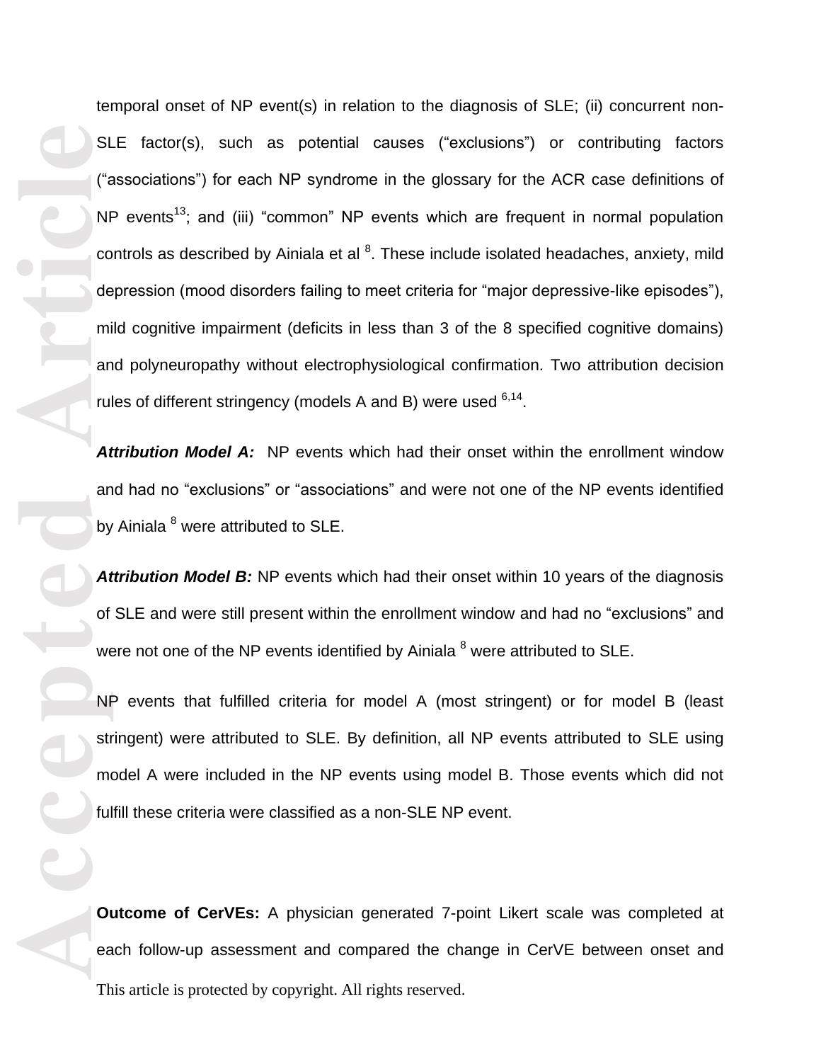temporal onset of NP event(s) in relation to the diagnosis of SLE; (ii) concurrent non-SLE factor(s), such as potential causes (“exclusions”) or contributing factors (“associations”) for each NP syndrome in the glossary for the ACR case definitions of NP events[13]; and (iii) “common” NP events which are frequent in normal population controls as described by Ainiala et al [8]. These include isolated headaches, anxiety, mild depression (mood disorders failing to meet criteria for “major depressive-like episodes”), mild cognitive impairment (deficits in less than 3 of the 8 specified cognitive domains) and polyneuropathy without electrophysiological confirmation. Two attribution decision rules of different stringency (models A and B) were used [6,14].

***Attribution Model A:*** NP events which had their onset within the enrollment window and had no “exclusions” or “associations” and were not one of the NP events identified by Ainiala [8] were attributed to SLE.

***Attribution Model B:*** NP events which had their onset within 10 years of the diagnosis of SLE and were still present within the enrollment window and had no “exclusions” and were not one of the NP events identified by Ainiala [8] were attributed to SLE.

NP events that fulfilled criteria for model A (most stringent) or for model B (least stringent) were attributed to SLE. By definition, all NP events attributed to SLE using model A were included in the NP events using model B. Those events which did not fulfill these criteria were classified as a non-SLE NP event.

**Outcome of CerVEs:** A physician generated 7-point Likert scale was completed at each follow-up assessment and compared the change in CerVE between onset and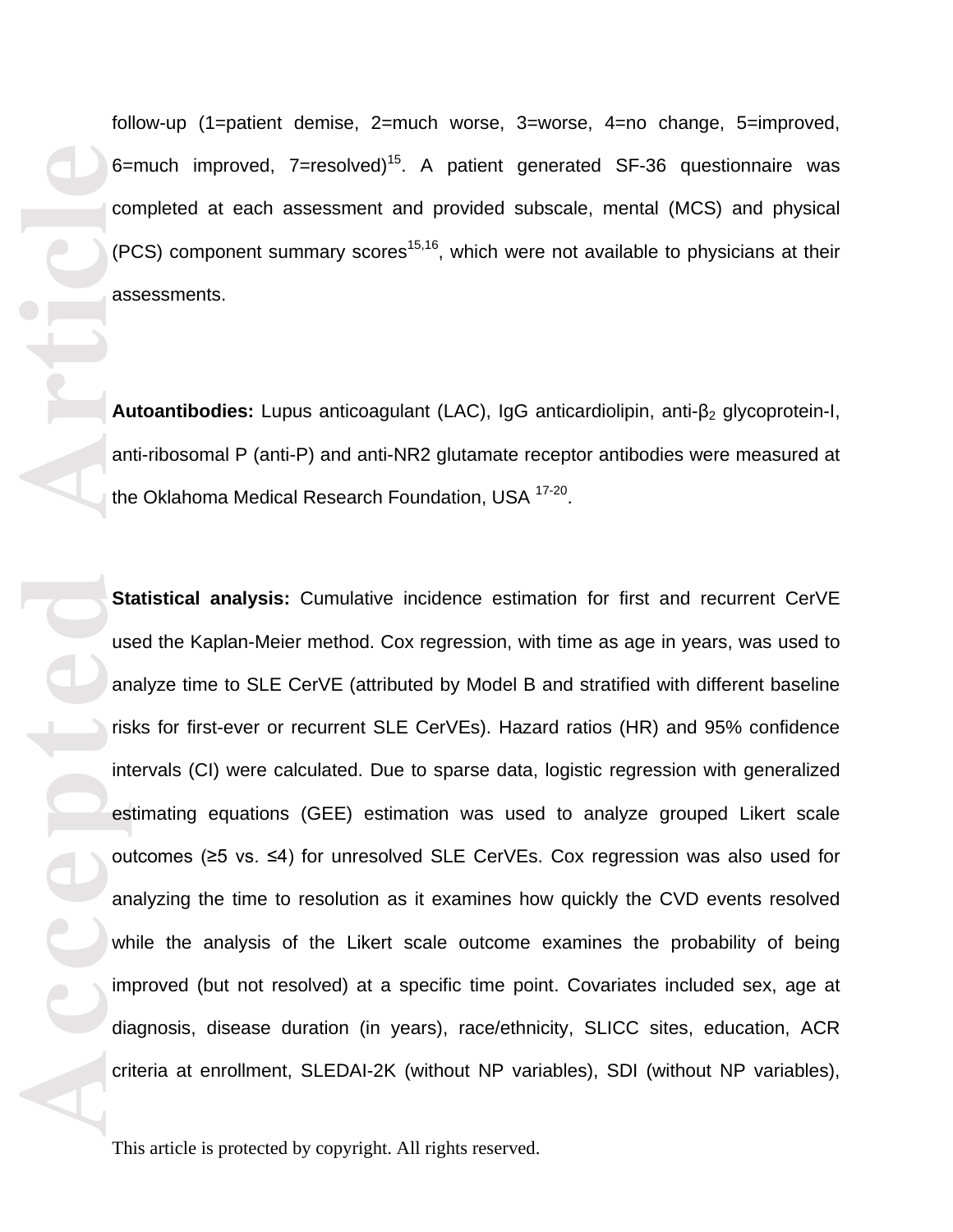follow-up (1=patient demise, 2=much worse, 3=worse, 4=no change, 5=improved, 6=much improved, 7=resolved)[15]. A patient generated SF-36 questionnaire was completed at each assessment and provided subscale, mental (MCS) and physical (PCS) component summary scores[15,16], which were not available to physicians at their assessments.

**Autoantibodies:** Lupus anticoagulant (LAC), IgG anticardiolipin, anti-$\beta_2$ glycoprotein-I, anti-ribosomal P (anti-P) and anti-NR2 glutamate receptor antibodies were measured at the Oklahoma Medical Research Foundation, USA [17-20].

**Statistical analysis:** Cumulative incidence estimation for first and recurrent CerVE used the Kaplan-Meier method. Cox regression, with time as age in years, was used to analyze time to SLE CerVE (attributed by Model B and stratified with different baseline risks for first-ever or recurrent SLE CerVEs). Hazard ratios (HR) and 95% confidence intervals (CI) were calculated. Due to sparse data, logistic regression with generalized estimating equations (GEE) estimation was used to analyze grouped Likert scale outcomes (≥5 vs. ≤4) for unresolved SLE CerVEs. Cox regression was also used for analyzing the time to resolution as it examines how quickly the CVD events resolved while the analysis of the Likert scale outcome examines the probability of being improved (but not resolved) at a specific time point. Covariates included sex, age at diagnosis, disease duration (in years), race/ethnicity, SLICC sites, education, ACR criteria at enrollment, SLEDAI-2K (without NP variables), SDI (without NP variables),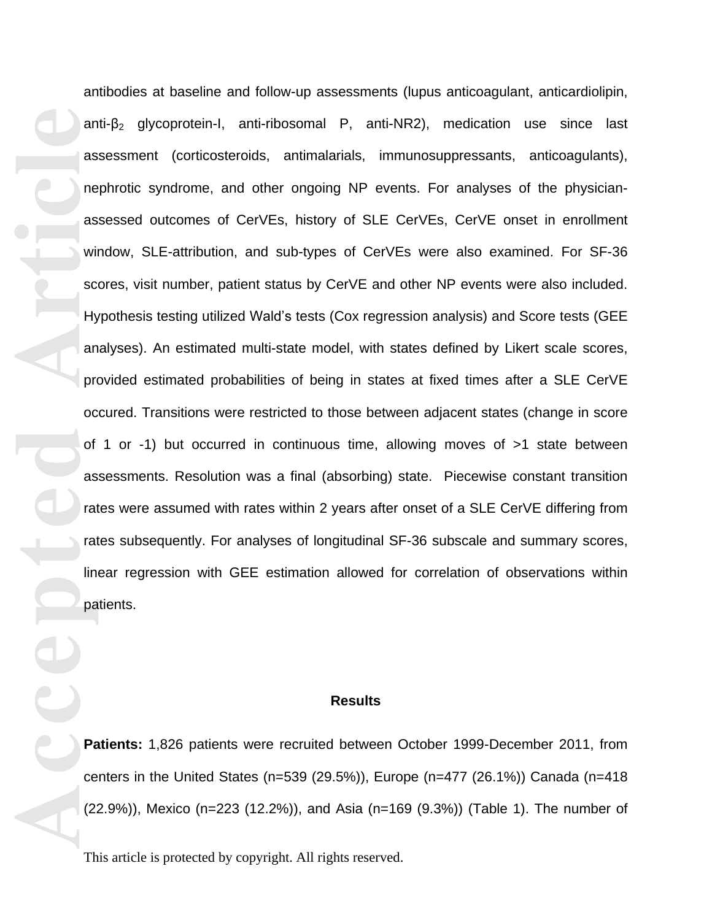antibodies at baseline and follow-up assessments (lupus anticoagulant, anticardiolipin, anti-$\beta_2$ glycoprotein-I, anti-ribosomal P, anti-NR2), medication use since last assessment (corticosteroids, antimalarials, immunosuppressants, anticoagulants), nephrotic syndrome, and other ongoing NP events. For analyses of the physician-assessed outcomes of CerVEs, history of SLE CerVEs, CerVE onset in enrollment window, SLE-attribution, and sub-types of CerVEs were also examined. For SF-36 scores, visit number, patient status by CerVE and other NP events were also included. Hypothesis testing utilized Wald's tests (Cox regression analysis) and Score tests (GEE analyses). An estimated multi-state model, with states defined by Likert scale scores, provided estimated probabilities of being in states at fixed times after a SLE CerVE occured. Transitions were restricted to those between adjacent states (change in score of 1 or -1) but occurred in continuous time, allowing moves of >1 state between assessments. Resolution was a final (absorbing) state. Piecewise constant transition rates were assumed with rates within 2 years after onset of a SLE CerVE differing from rates subsequently. For analyses of longitudinal SF-36 subscale and summary scores, linear regression with GEE estimation allowed for correlation of observations within patients.

## Results

**Patients:** 1,826 patients were recruited between October 1999-December 2011, from centers in the United States (n=539 (29.5%)), Europe (n=477 (26.1%)) Canada (n=418 (22.9%)), Mexico (n=223 (12.2%)), and Asia (n=169 (9.3%)) (Table 1). The number of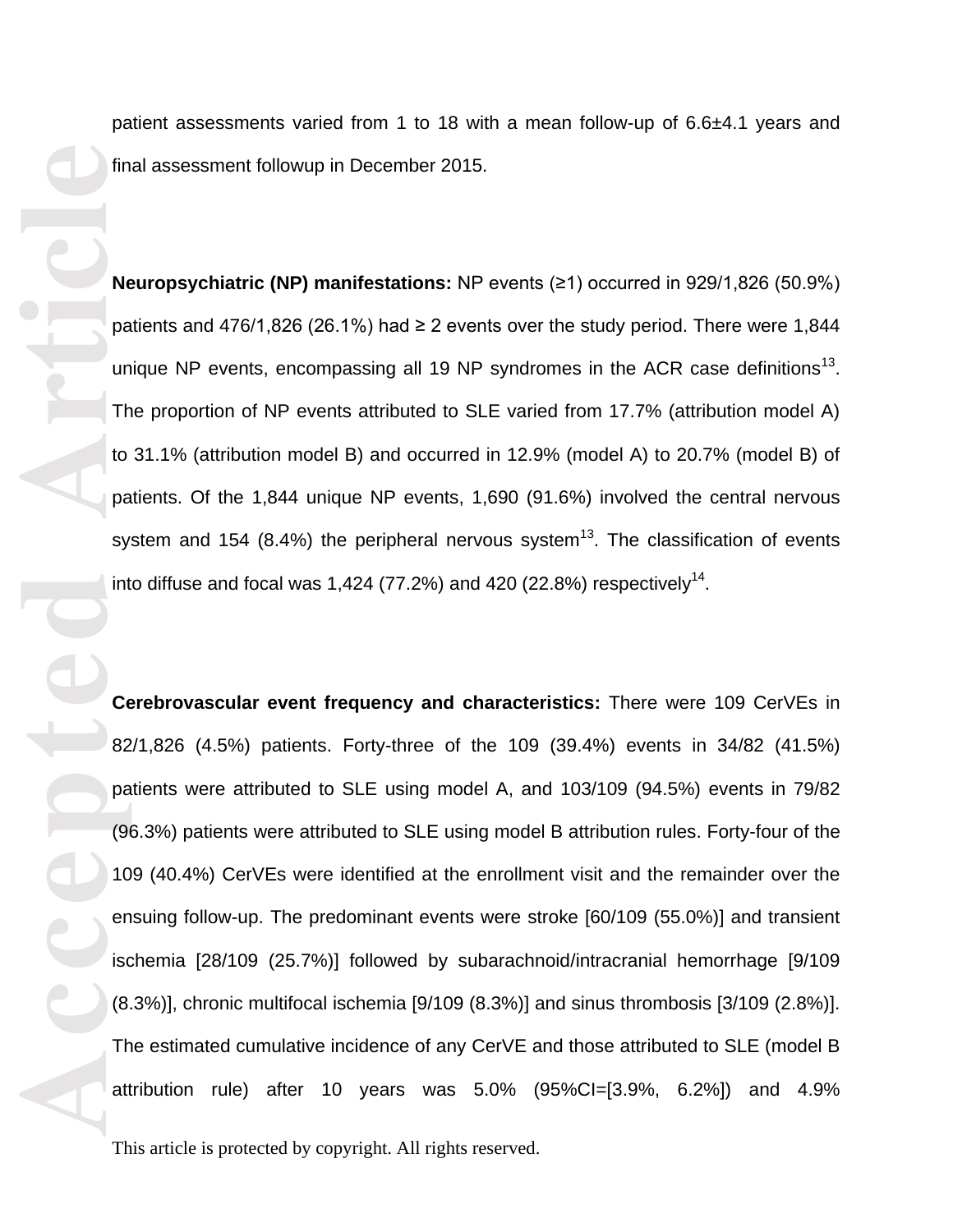patient assessments varied from 1 to 18 with a mean follow-up of 6.6±4.1 years and final assessment followup in December 2015.

**Neuropsychiatric (NP) manifestations:** NP events (≥1) occurred in 929/1,826 (50.9%) patients and 476/1,826 (26.1%) had ≥ 2 events over the study period. There were 1,844 unique NP events, encompassing all 19 NP syndromes in the ACR case definitions[13]. The proportion of NP events attributed to SLE varied from 17.7% (attribution model A) to 31.1% (attribution model B) and occurred in 12.9% (model A) to 20.7% (model B) of patients. Of the 1,844 unique NP events, 1,690 (91.6%) involved the central nervous system and 154 (8.4%) the peripheral nervous system[13]. The classification of events into diffuse and focal was 1,424 (77.2%) and 420 (22.8%) respectively[14].

**Cerebrovascular event frequency and characteristics:** There were 109 CerVEs in 82/1,826 (4.5%) patients. Forty-three of the 109 (39.4%) events in 34/82 (41.5%) patients were attributed to SLE using model A, and 103/109 (94.5%) events in 79/82 (96.3%) patients were attributed to SLE using model B attribution rules. Forty-four of the 109 (40.4%) CerVEs were identified at the enrollment visit and the remainder over the ensuing follow-up. The predominant events were stroke [60/109 (55.0%)] and transient ischemia [28/109 (25.7%)] followed by subarachnoid/intracranial hemorrhage [9/109 (8.3%)], chronic multifocal ischemia [9/109 (8.3%)] and sinus thrombosis [3/109 (2.8%)]. The estimated cumulative incidence of any CerVE and those attributed to SLE (model B attribution rule) after 10 years was 5.0% (95%CI=[3.9%, 6.2%]) and 4.9%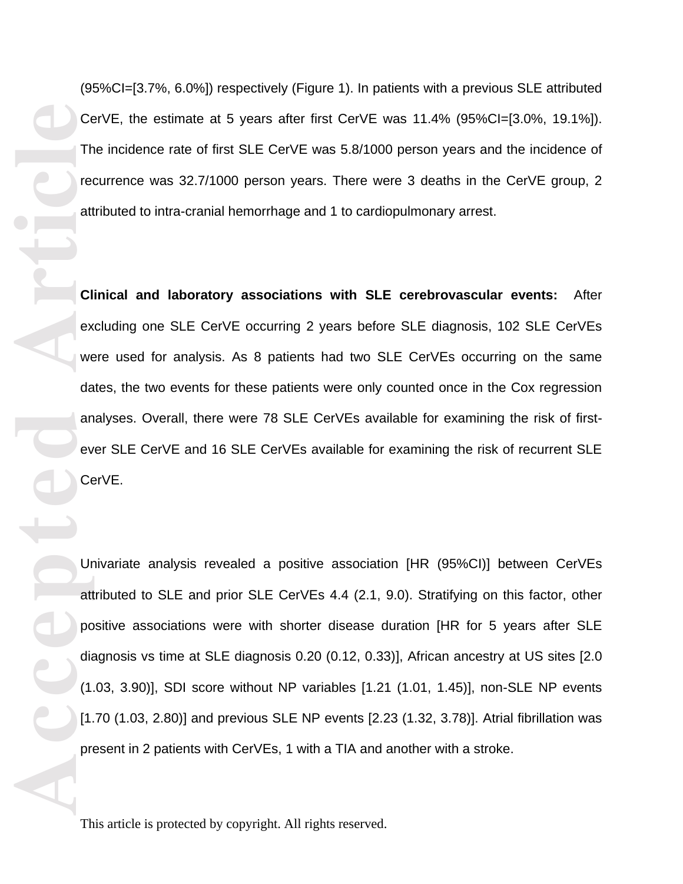(95%CI=[3.7%, 6.0%]) respectively (Figure 1). In patients with a previous SLE attributed CerVE, the estimate at 5 years after first CerVE was 11.4% (95%CI=[3.0%, 19.1%]). The incidence rate of first SLE CerVE was 5.8/1000 person years and the incidence of recurrence was 32.7/1000 person years. There were 3 deaths in the CerVE group, 2 attributed to intra-cranial hemorrhage and 1 to cardiopulmonary arrest.

**Clinical and laboratory associations with SLE cerebrovascular events:** After excluding one SLE CerVE occurring 2 years before SLE diagnosis, 102 SLE CerVEs were used for analysis. As 8 patients had two SLE CerVEs occurring on the same dates, the two events for these patients were only counted once in the Cox regression analyses. Overall, there were 78 SLE CerVEs available for examining the risk of first-ever SLE CerVE and 16 SLE CerVEs available for examining the risk of recurrent SLE CerVE.

Univariate analysis revealed a positive association [HR (95%CI)] between CerVEs attributed to SLE and prior SLE CerVEs 4.4 (2.1, 9.0). Stratifying on this factor, other positive associations were with shorter disease duration [HR for 5 years after SLE diagnosis vs time at SLE diagnosis 0.20 (0.12, 0.33)], African ancestry at US sites [2.0 (1.03, 3.90)], SDI score without NP variables [1.21 (1.01, 1.45)], non-SLE NP events [1.70 (1.03, 2.80)] and previous SLE NP events [2.23 (1.32, 3.78)]. Atrial fibrillation was present in 2 patients with CerVEs, 1 with a TIA and another with a stroke.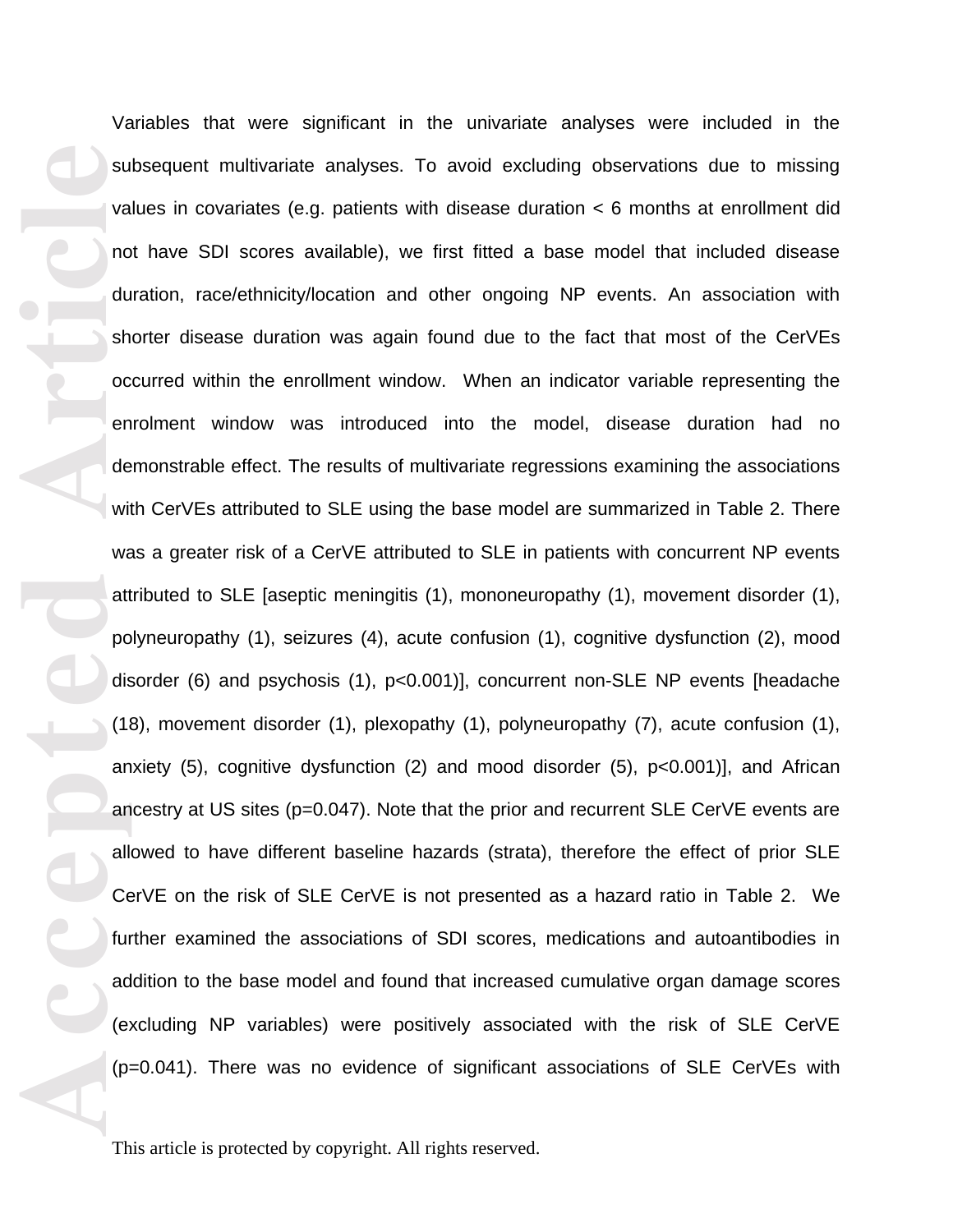Variables that were significant in the univariate analyses were included in the subsequent multivariate analyses. To avoid excluding observations due to missing values in covariates (e.g. patients with disease duration < 6 months at enrollment did not have SDI scores available), we first fitted a base model that included disease duration, race/ethnicity/location and other ongoing NP events. An association with shorter disease duration was again found due to the fact that most of the CerVEs occurred within the enrollment window. When an indicator variable representing the enrolment window was introduced into the model, disease duration had no demonstrable effect. The results of multivariate regressions examining the associations with CerVEs attributed to SLE using the base model are summarized in Table 2. There was a greater risk of a CerVE attributed to SLE in patients with concurrent NP events attributed to SLE [aseptic meningitis (1), mononeuropathy (1), movement disorder (1), polyneuropathy (1), seizures (4), acute confusion (1), cognitive dysfunction (2), mood disorder (6) and psychosis (1), p<0.001)], concurrent non-SLE NP events [headache (18), movement disorder (1), plexopathy (1), polyneuropathy (7), acute confusion (1), anxiety (5), cognitive dysfunction (2) and mood disorder (5), p<0.001)], and African ancestry at US sites (p=0.047). Note that the prior and recurrent SLE CerVE events are allowed to have different baseline hazards (strata), therefore the effect of prior SLE CerVE on the risk of SLE CerVE is not presented as a hazard ratio in Table 2. We further examined the associations of SDI scores, medications and autoantibodies in addition to the base model and found that increased cumulative organ damage scores (excluding NP variables) were positively associated with the risk of SLE CerVE (p=0.041). There was no evidence of significant associations of SLE CerVEs with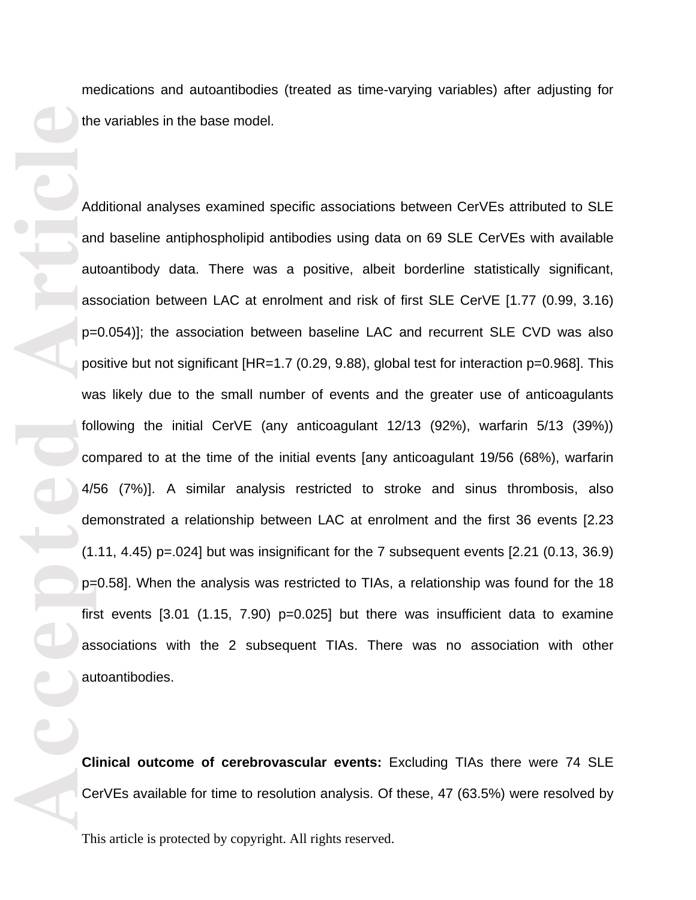medications and autoantibodies (treated as time-varying variables) after adjusting for the variables in the base model.

Additional analyses examined specific associations between CerVEs attributed to SLE and baseline antiphospholipid antibodies using data on 69 SLE CerVEs with available autoantibody data. There was a positive, albeit borderline statistically significant, association between LAC at enrolment and risk of first SLE CerVE [1.77 (0.99, 3.16) p=0.054)]; the association between baseline LAC and recurrent SLE CVD was also positive but not significant [HR=1.7 (0.29, 9.88), global test for interaction p=0.968]. This was likely due to the small number of events and the greater use of anticoagulants following the initial CerVE (any anticoagulant 12/13 (92%), warfarin 5/13 (39%)) compared to at the time of the initial events [any anticoagulant 19/56 (68%), warfarin 4/56 (7%)]. A similar analysis restricted to stroke and sinus thrombosis, also demonstrated a relationship between LAC at enrolment and the first 36 events [2.23 (1.11, 4.45) p=.024] but was insignificant for the 7 subsequent events [2.21 (0.13, 36.9) p=0.58]. When the analysis was restricted to TIAs, a relationship was found for the 18 first events [3.01 (1.15, 7.90) p=0.025] but there was insufficient data to examine associations with the 2 subsequent TIAs. There was no association with other autoantibodies.

**Clinical outcome of cerebrovascular events:** Excluding TIAs there were 74 SLE CerVEs available for time to resolution analysis. Of these, 47 (63.5%) were resolved by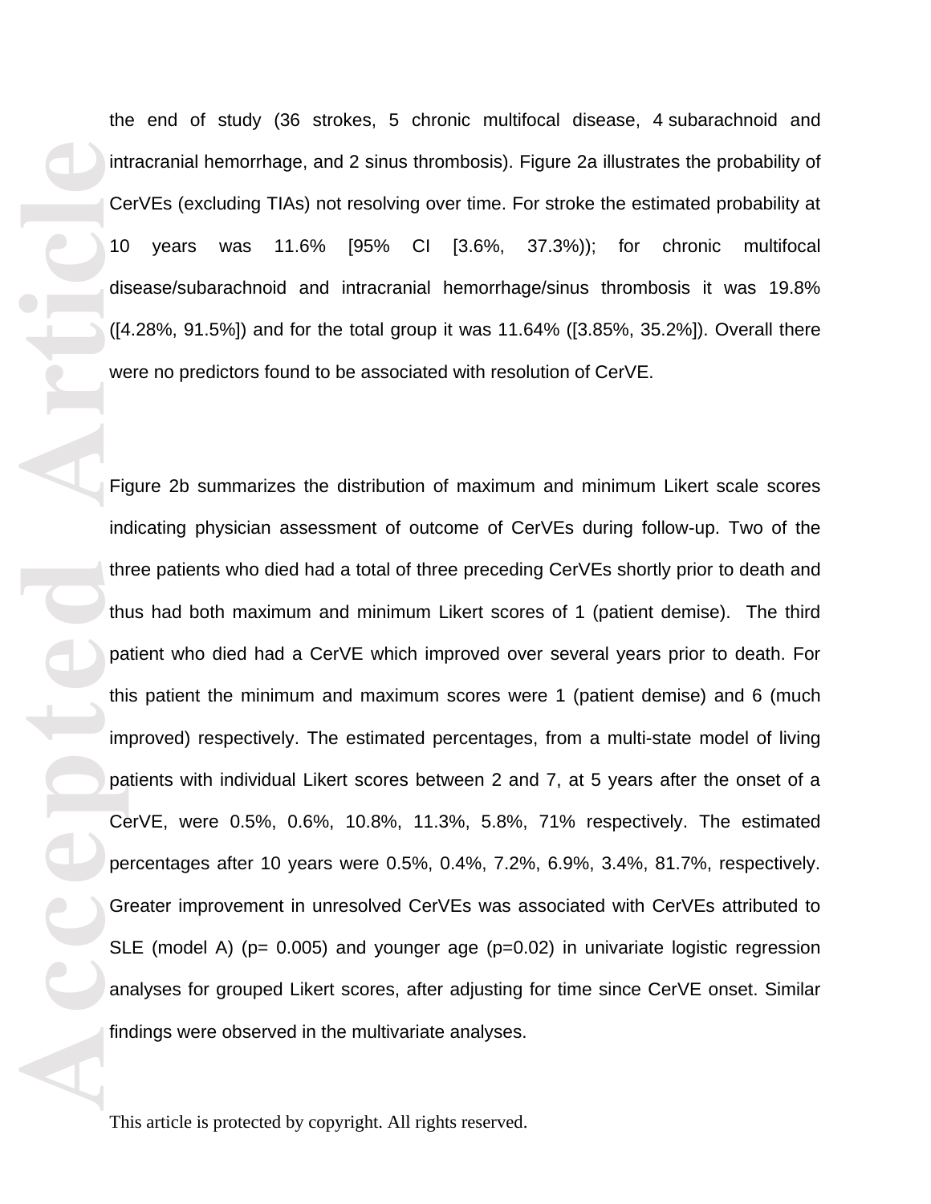the end of study (36 strokes, 5 chronic multifocal disease, 4 subarachnoid and intracranial hemorrhage, and 2 sinus thrombosis). Figure 2a illustrates the probability of CerVEs (excluding TIAs) not resolving over time. For stroke the estimated probability at 10 years was 11.6% [95% CI [3.6%, 37.3%)); for chronic multifocal disease/subarachnoid and intracranial hemorrhage/sinus thrombosis it was 19.8% ([4.28%, 91.5%]) and for the total group it was 11.64% ([3.85%, 35.2%]). Overall there were no predictors found to be associated with resolution of CerVE.

Figure 2b summarizes the distribution of maximum and minimum Likert scale scores indicating physician assessment of outcome of CerVEs during follow-up. Two of the three patients who died had a total of three preceding CerVEs shortly prior to death and thus had both maximum and minimum Likert scores of 1 (patient demise). The third patient who died had a CerVE which improved over several years prior to death. For this patient the minimum and maximum scores were 1 (patient demise) and 6 (much improved) respectively. The estimated percentages, from a multi-state model of living patients with individual Likert scores between 2 and 7, at 5 years after the onset of a CerVE, were 0.5%, 0.6%, 10.8%, 11.3%, 5.8%, 71% respectively. The estimated percentages after 10 years were 0.5%, 0.4%, 7.2%, 6.9%, 3.4%, 81.7%, respectively. Greater improvement in unresolved CerVEs was associated with CerVEs attributed to SLE (model A) ($p= 0.005$) and younger age ($p=0.02$) in univariate logistic regression analyses for grouped Likert scores, after adjusting for time since CerVE onset. Similar findings were observed in the multivariate analyses.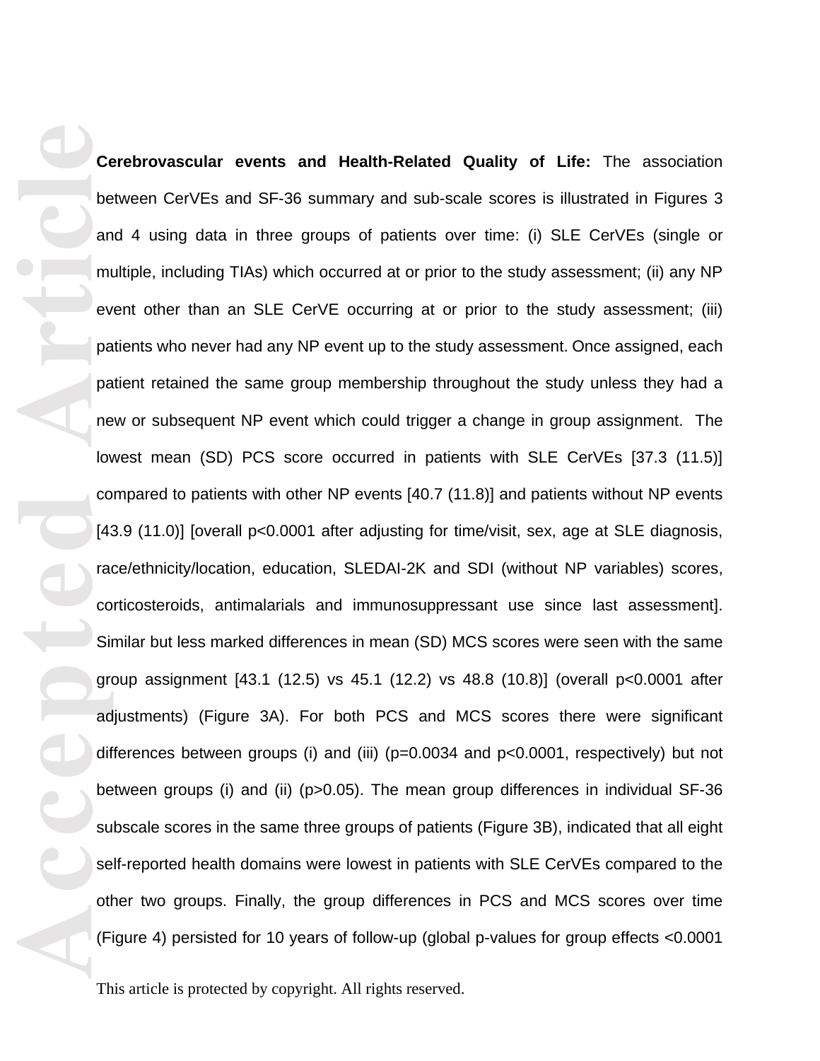**Cerebrovascular events and Health-Related Quality of Life:** The association between CerVEs and SF-36 summary and sub-scale scores is illustrated in Figures 3 and 4 using data in three groups of patients over time: (i) SLE CerVEs (single or multiple, including TIAs) which occurred at or prior to the study assessment; (ii) any NP event other than an SLE CerVE occurring at or prior to the study assessment; (iii) patients who never had any NP event up to the study assessment. Once assigned, each patient retained the same group membership throughout the study unless they had a new or subsequent NP event which could trigger a change in group assignment. The lowest mean (SD) PCS score occurred in patients with SLE CerVEs [37.3 (11.5)] compared to patients with other NP events [40.7 (11.8)] and patients without NP events [43.9 (11.0)] [overall $p<0.0001$ after adjusting for time/visit, sex, age at SLE diagnosis, race/ethnicity/location, education, SLEDAI-2K and SDI (without NP variables) scores, corticosteroids, antimalarials and immunosuppressant use since last assessment]. Similar but less marked differences in mean (SD) MCS scores were seen with the same group assignment [43.1 (12.5) vs 45.1 (12.2) vs 48.8 (10.8)] (overall $p<0.0001$ after adjustments) (Figure 3A). For both PCS and MCS scores there were significant differences between groups (i) and (iii) ($p=0.0034$ and $p<0.0001$, respectively) but not between groups (i) and (ii) ($p>0.05$). The mean group differences in individual SF-36 subscale scores in the same three groups of patients (Figure 3B), indicated that all eight self-reported health domains were lowest in patients with SLE CerVEs compared to the other two groups. Finally, the group differences in PCS and MCS scores over time (Figure 4) persisted for 10 years of follow-up (global p-values for group effects <0.0001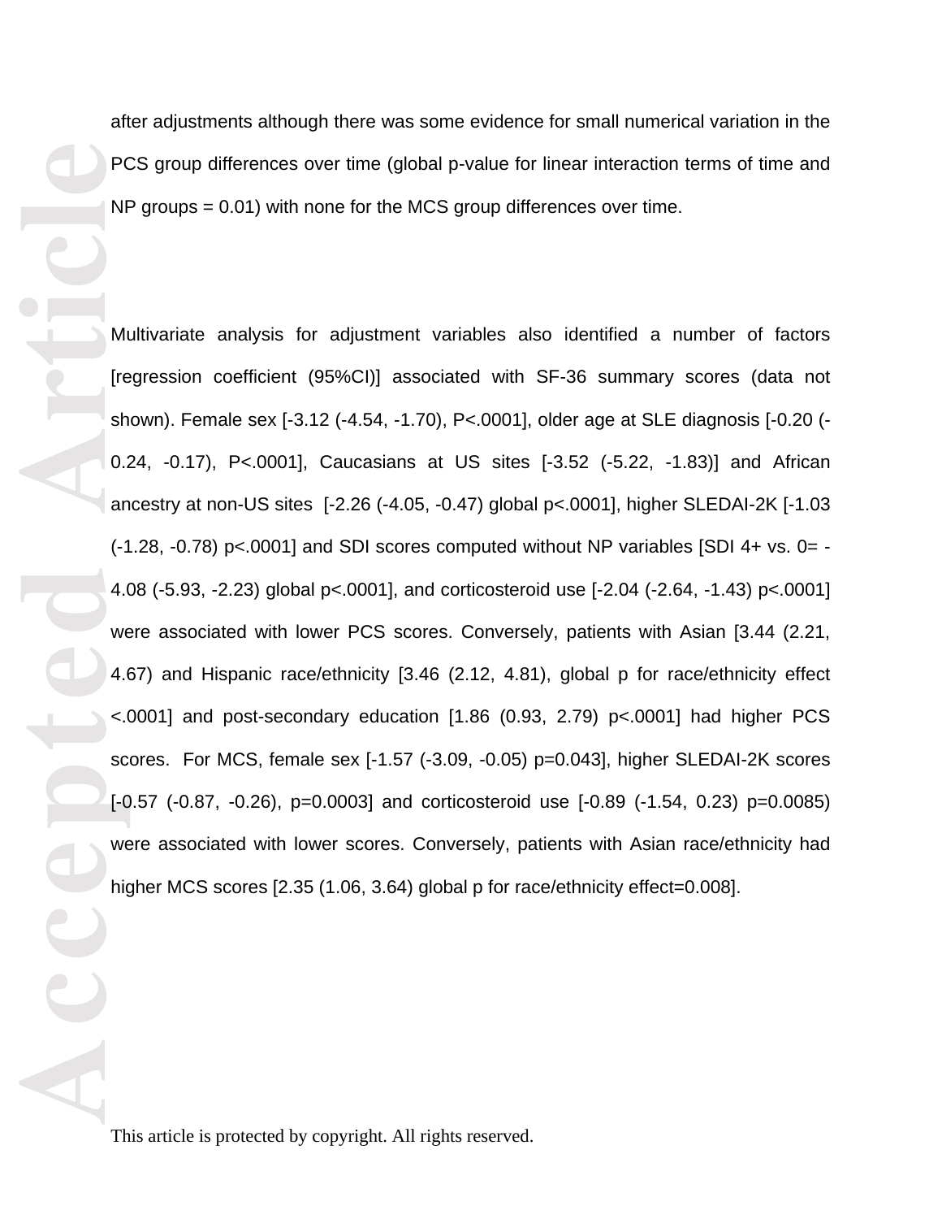after adjustments although there was some evidence for small numerical variation in the PCS group differences over time (global p-value for linear interaction terms of time and NP groups = 0.01) with none for the MCS group differences over time.

Multivariate analysis for adjustment variables also identified a number of factors [regression coefficient (95%CI)] associated with SF-36 summary scores (data not shown). Female sex [-3.12 (-4.54, -1.70), P<.0001], older age at SLE diagnosis [-0.20 (-0.24, -0.17), P<.0001], Caucasians at US sites [-3.52 (-5.22, -1.83)] and African ancestry at non-US sites [-2.26 (-4.05, -0.47) global p<.0001], higher SLEDAI-2K [-1.03 (-1.28, -0.78) p<.0001] and SDI scores computed without NP variables [SDI 4+ vs. 0= -4.08 (-5.93, -2.23) global p<.0001], and corticosteroid use [-2.04 (-2.64, -1.43) p<.0001] were associated with lower PCS scores. Conversely, patients with Asian [3.44 (2.21, 4.67) and Hispanic race/ethnicity [3.46 (2.12, 4.81), global p for race/ethnicity effect <.0001] and post-secondary education [1.86 (0.93, 2.79) p<.0001] had higher PCS scores. For MCS, female sex [-1.57 (-3.09, -0.05) p=0.043], higher SLEDAI-2K scores [-0.57 (-0.87, -0.26), p=0.0003] and corticosteroid use [-0.89 (-1.54, 0.23) p=0.0085) were associated with lower scores. Conversely, patients with Asian race/ethnicity had higher MCS scores [2.35 (1.06, 3.64) global p for race/ethnicity effect=0.008].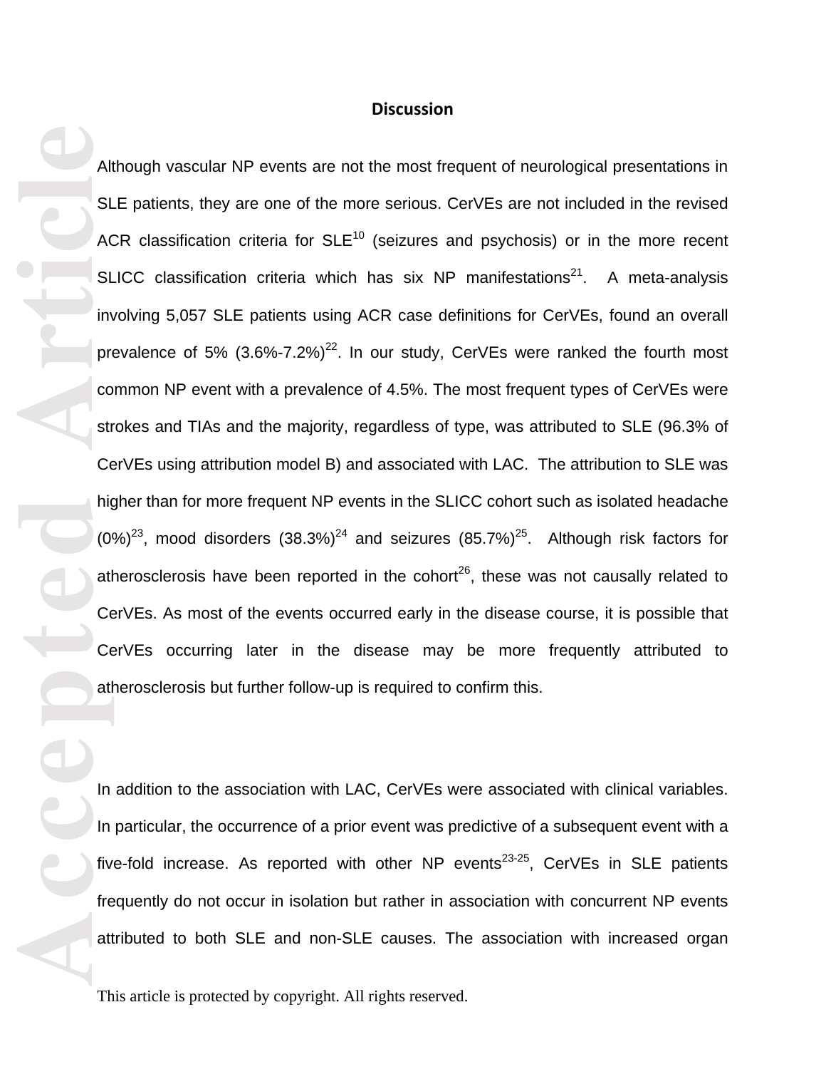## Discussion

Although vascular NP events are not the most frequent of neurological presentations in SLE patients, they are one of the more serious. CerVEs are not included in the revised ACR classification criteria for SLE[10] (seizures and psychosis) or in the more recent SLICC classification criteria which has six NP manifestations[21]. A meta-analysis involving 5,057 SLE patients using ACR case definitions for CerVEs, found an overall prevalence of 5% (3.6%-7.2%)[22]. In our study, CerVEs were ranked the fourth most common NP event with a prevalence of 4.5%. The most frequent types of CerVEs were strokes and TIAs and the majority, regardless of type, was attributed to SLE (96.3% of CerVEs using attribution model B) and associated with LAC. The attribution to SLE was higher than for more frequent NP events in the SLICC cohort such as isolated headache (0%)[23], mood disorders (38.3%)[24] and seizures (85.7%)[25]. Although risk factors for atherosclerosis have been reported in the cohort[26], these was not causally related to CerVEs. As most of the events occurred early in the disease course, it is possible that CerVEs occurring later in the disease may be more frequently attributed to atherosclerosis but further follow-up is required to confirm this.

In addition to the association with LAC, CerVEs were associated with clinical variables. In particular, the occurrence of a prior event was predictive of a subsequent event with a five-fold increase. As reported with other NP events[23-25], CerVEs in SLE patients frequently do not occur in isolation but rather in association with concurrent NP events attributed to both SLE and non-SLE causes. The association with increased organ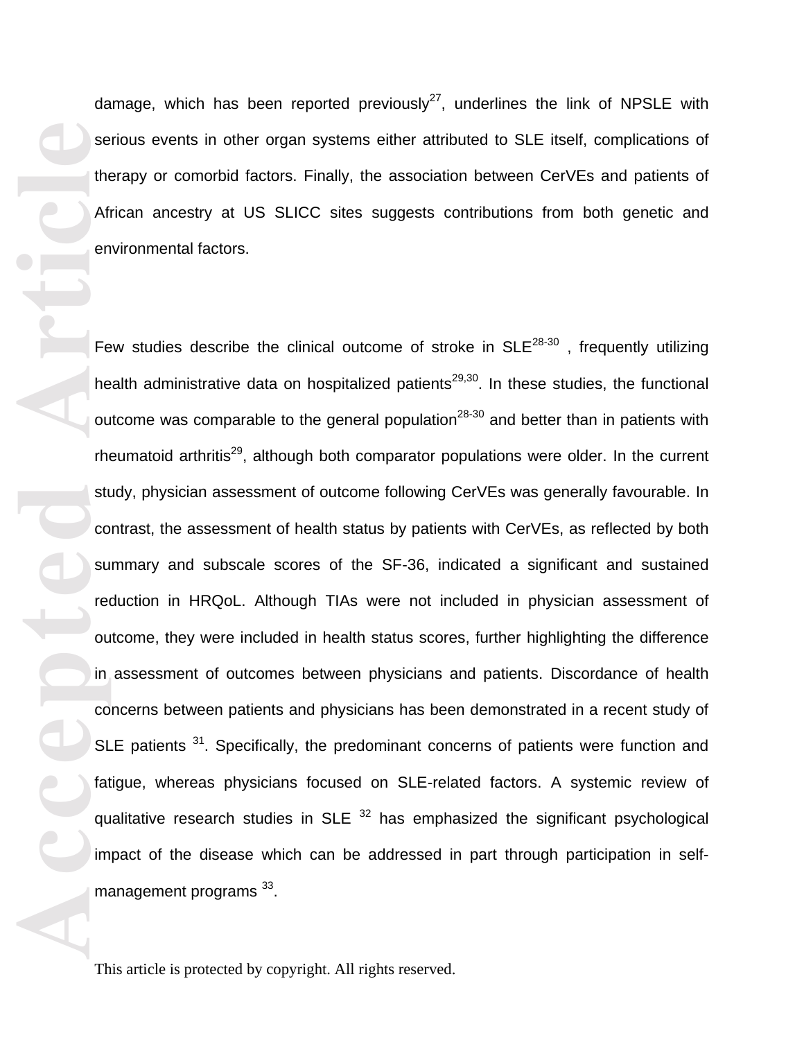damage, which has been reported previously[27], underlines the link of NPSLE with serious events in other organ systems either attributed to SLE itself, complications of therapy or comorbid factors. Finally, the association between CerVEs and patients of African ancestry at US SLICC sites suggests contributions from both genetic and environmental factors.

Few studies describe the clinical outcome of stroke in SLE[28-30] , frequently utilizing health administrative data on hospitalized patients[29,30]. In these studies, the functional outcome was comparable to the general population[28-30] and better than in patients with rheumatoid arthritis[29], although both comparator populations were older. In the current study, physician assessment of outcome following CerVEs was generally favourable. In contrast, the assessment of health status by patients with CerVEs, as reflected by both summary and subscale scores of the SF-36, indicated a significant and sustained reduction in HRQoL. Although TIAs were not included in physician assessment of outcome, they were included in health status scores, further highlighting the difference in assessment of outcomes between physicians and patients. Discordance of health concerns between patients and physicians has been demonstrated in a recent study of SLE patients [31]. Specifically, the predominant concerns of patients were function and fatigue, whereas physicians focused on SLE-related factors. A systemic review of qualitative research studies in SLE [32] has emphasized the significant psychological impact of the disease which can be addressed in part through participation in self-management programs [33].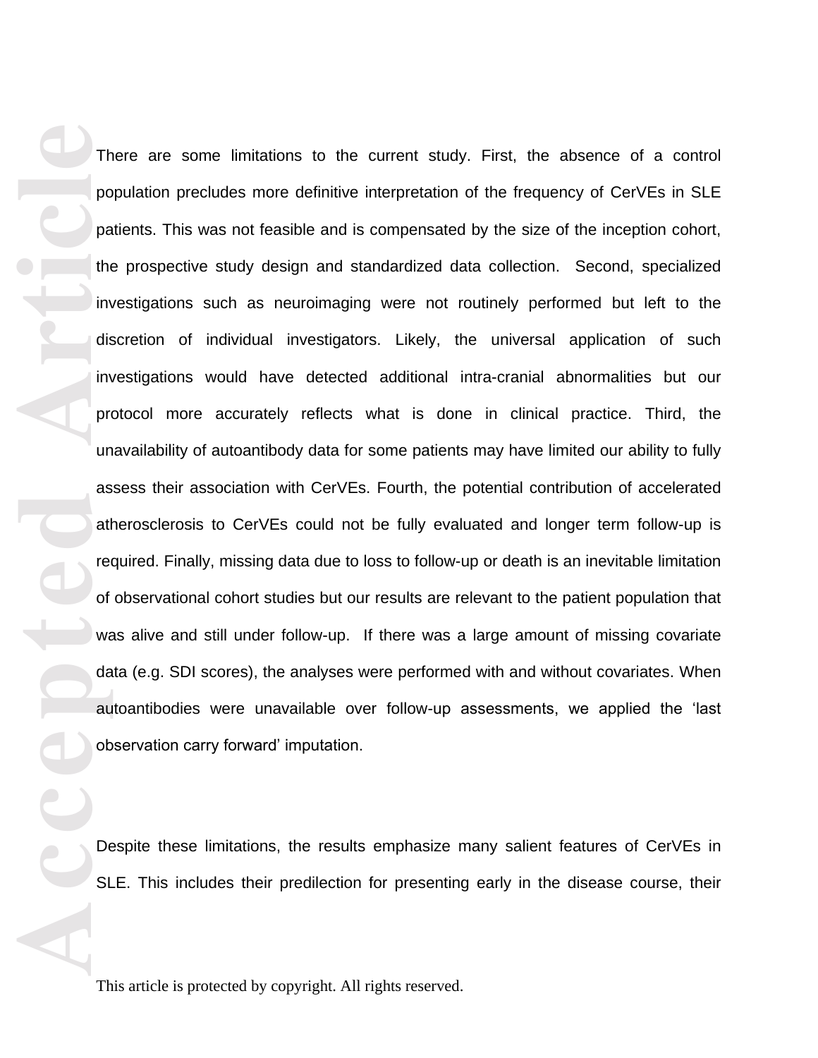There are some limitations to the current study. First, the absence of a control population precludes more definitive interpretation of the frequency of CerVEs in SLE patients. This was not feasible and is compensated by the size of the inception cohort, the prospective study design and standardized data collection. Second, specialized investigations such as neuroimaging were not routinely performed but left to the discretion of individual investigators. Likely, the universal application of such investigations would have detected additional intra-cranial abnormalities but our protocol more accurately reflects what is done in clinical practice. Third, the unavailability of autoantibody data for some patients may have limited our ability to fully assess their association with CerVEs. Fourth, the potential contribution of accelerated atherosclerosis to CerVEs could not be fully evaluated and longer term follow-up is required. Finally, missing data due to loss to follow-up or death is an inevitable limitation of observational cohort studies but our results are relevant to the patient population that was alive and still under follow-up. If there was a large amount of missing covariate data (e.g. SDI scores), the analyses were performed with and without covariates. When autoantibodies were unavailable over follow-up assessments, we applied the 'last observation carry forward' imputation.

Despite these limitations, the results emphasize many salient features of CerVEs in SLE. This includes their predilection for presenting early in the disease course, their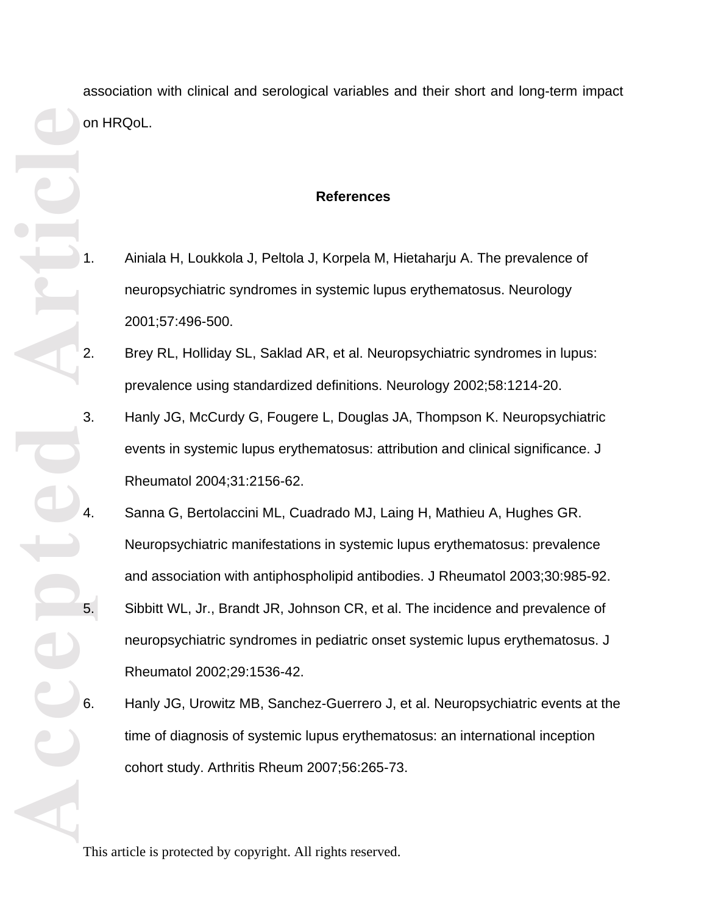association with clinical and serological variables and their short and long-term impact on HRQoL.

## References

1. Ainiala H, Loukkola J, Peltola J, Korpela M, Hietaharju A. The prevalence of neuropsychiatric syndromes in systemic lupus erythematosus. Neurology 2001;57:496-500.
2. Brey RL, Holliday SL, Saklad AR, et al. Neuropsychiatric syndromes in lupus: prevalence using standardized definitions. Neurology 2002;58:1214-20.
3. Hanly JG, McCurdy G, Fougere L, Douglas JA, Thompson K. Neuropsychiatric events in systemic lupus erythematosus: attribution and clinical significance. J Rheumatol 2004;31:2156-62.
4. Sanna G, Bertolaccini ML, Cuadrado MJ, Laing H, Mathieu A, Hughes GR. Neuropsychiatric manifestations in systemic lupus erythematosus: prevalence and association with antiphospholipid antibodies. J Rheumatol 2003;30:985-92.
5. Sibbitt WL, Jr., Brandt JR, Johnson CR, et al. The incidence and prevalence of neuropsychiatric syndromes in pediatric onset systemic lupus erythematosus. J Rheumatol 2002;29:1536-42.
6. Hanly JG, Urowitz MB, Sanchez-Guerrero J, et al. Neuropsychiatric events at the time of diagnosis of systemic lupus erythematosus: an international inception cohort study. Arthritis Rheum 2007;56:265-73.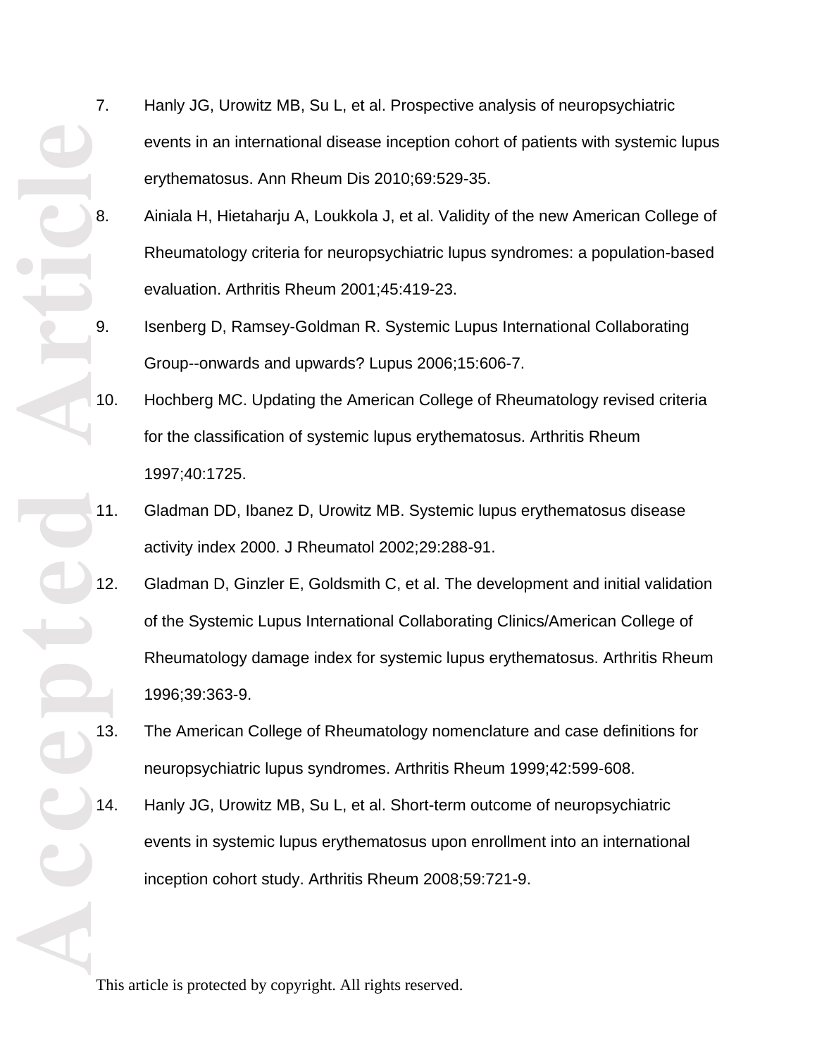7. Hanly JG, Urowitz MB, Su L, et al. Prospective analysis of neuropsychiatric events in an international disease inception cohort of patients with systemic lupus erythematosus. Ann Rheum Dis 2010;69:529-35.
8. Ainiala H, Hietaharju A, Loukkola J, et al. Validity of the new American College of Rheumatology criteria for neuropsychiatric lupus syndromes: a population-based evaluation. Arthritis Rheum 2001;45:419-23.
9. Isenberg D, Ramsey-Goldman R. Systemic Lupus International Collaborating Group--onwards and upwards? Lupus 2006;15:606-7.
10. Hochberg MC. Updating the American College of Rheumatology revised criteria for the classification of systemic lupus erythematosus. Arthritis Rheum 1997;40:1725.
11. Gladman DD, Ibanez D, Urowitz MB. Systemic lupus erythematosus disease activity index 2000. J Rheumatol 2002;29:288-91.
12. Gladman D, Ginzler E, Goldsmith C, et al. The development and initial validation of the Systemic Lupus International Collaborating Clinics/American College of Rheumatology damage index for systemic lupus erythematosus. Arthritis Rheum 1996;39:363-9.
13. The American College of Rheumatology nomenclature and case definitions for neuropsychiatric lupus syndromes. Arthritis Rheum 1999;42:599-608.
14. Hanly JG, Urowitz MB, Su L, et al. Short-term outcome of neuropsychiatric events in systemic lupus erythematosus upon enrollment into an international inception cohort study. Arthritis Rheum 2008;59:721-9.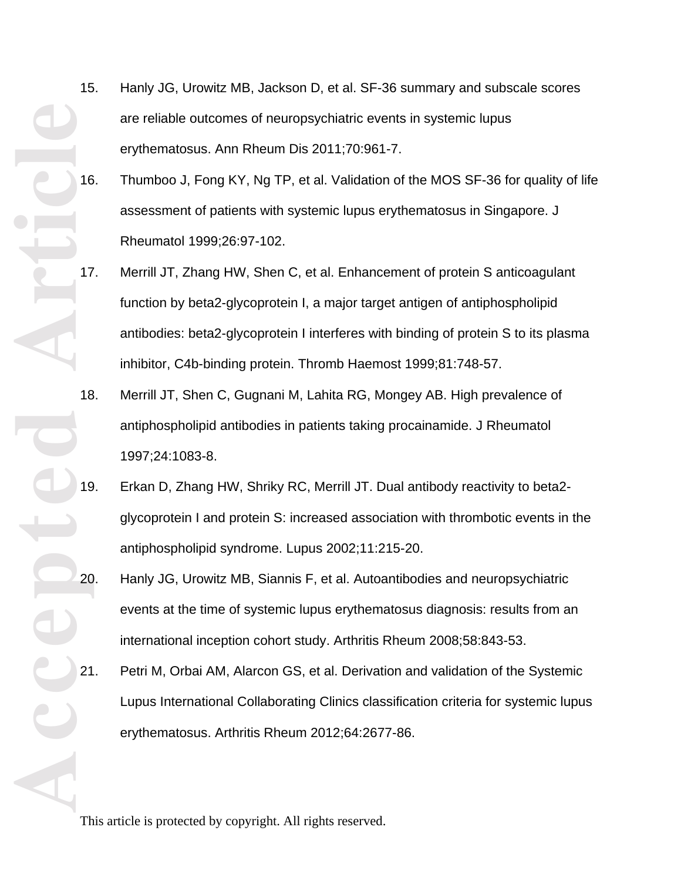15. Hanly JG, Urowitz MB, Jackson D, et al. SF-36 summary and subscale scores are reliable outcomes of neuropsychiatric events in systemic lupus erythematosus. Ann Rheum Dis 2011;70:961-7.
16. Thumboo J, Fong KY, Ng TP, et al. Validation of the MOS SF-36 for quality of life assessment of patients with systemic lupus erythematosus in Singapore. J Rheumatol 1999;26:97-102.
17. Merrill JT, Zhang HW, Shen C, et al. Enhancement of protein S anticoagulant function by beta2-glycoprotein I, a major target antigen of antiphospholipid antibodies: beta2-glycoprotein I interferes with binding of protein S to its plasma inhibitor, C4b-binding protein. Thromb Haemost 1999;81:748-57.
18. Merrill JT, Shen C, Gugnani M, Lahita RG, Mongey AB. High prevalence of antiphospholipid antibodies in patients taking procainamide. J Rheumatol 1997;24:1083-8.
19. Erkan D, Zhang HW, Shriky RC, Merrill JT. Dual antibody reactivity to beta2-glycoprotein I and protein S: increased association with thrombotic events in the antiphospholipid syndrome. Lupus 2002;11:215-20.
20. Hanly JG, Urowitz MB, Siannis F, et al. Autoantibodies and neuropsychiatric events at the time of systemic lupus erythematosus diagnosis: results from an international inception cohort study. Arthritis Rheum 2008;58:843-53.
21. Petri M, Orbai AM, Alarcon GS, et al. Derivation and validation of the Systemic Lupus International Collaborating Clinics classification criteria for systemic lupus erythematosus. Arthritis Rheum 2012;64:2677-86.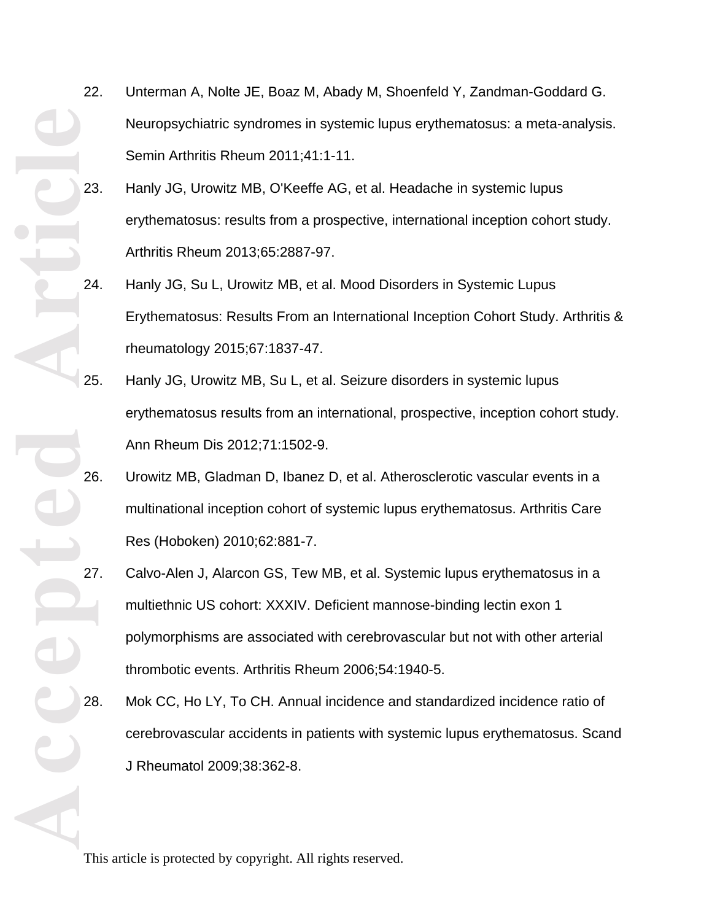22. Unterman A, Nolte JE, Boaz M, Abady M, Shoenfeld Y, Zandman-Goddard G. Neuropsychiatric syndromes in systemic lupus erythematosus: a meta-analysis. Semin Arthritis Rheum 2011;41:1-11.
23. Hanly JG, Urowitz MB, O'Keeffe AG, et al. Headache in systemic lupus erythematosus: results from a prospective, international inception cohort study. Arthritis Rheum 2013;65:2887-97.
24. Hanly JG, Su L, Urowitz MB, et al. Mood Disorders in Systemic Lupus Erythematosus: Results From an International Inception Cohort Study. Arthritis & rheumatology 2015;67:1837-47.
25. Hanly JG, Urowitz MB, Su L, et al. Seizure disorders in systemic lupus erythematosus results from an international, prospective, inception cohort study. Ann Rheum Dis 2012;71:1502-9.
26. Urowitz MB, Gladman D, Ibanez D, et al. Atherosclerotic vascular events in a multinational inception cohort of systemic lupus erythematosus. Arthritis Care Res (Hoboken) 2010;62:881-7.
27. Calvo-Alen J, Alarcon GS, Tew MB, et al. Systemic lupus erythematosus in a multiethnic US cohort: XXXIV. Deficient mannose-binding lectin exon 1 polymorphisms are associated with cerebrovascular but not with other arterial thrombotic events. Arthritis Rheum 2006;54:1940-5.
28. Mok CC, Ho LY, To CH. Annual incidence and standardized incidence ratio of cerebrovascular accidents in patients with systemic lupus erythematosus. Scand J Rheumatol 2009;38:362-8.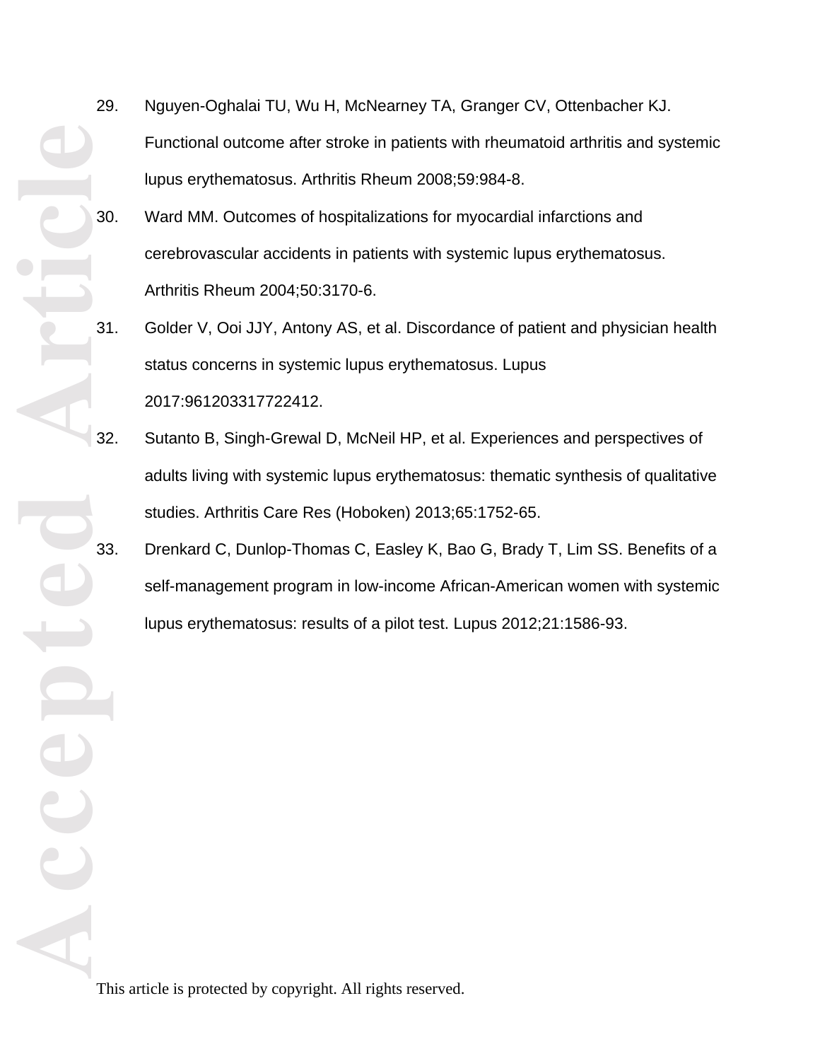29. Nguyen-Oghalai TU, Wu H, McNearney TA, Granger CV, Ottenbacher KJ. Functional outcome after stroke in patients with rheumatoid arthritis and systemic lupus erythematosus. Arthritis Rheum 2008;59:984-8.
30. Ward MM. Outcomes of hospitalizations for myocardial infarctions and cerebrovascular accidents in patients with systemic lupus erythematosus. Arthritis Rheum 2004;50:3170-6.
31. Golder V, Ooi JJY, Antony AS, et al. Discordance of patient and physician health status concerns in systemic lupus erythematosus. Lupus 2017:961203317722412.
32. Sutanto B, Singh-Grewal D, McNeil HP, et al. Experiences and perspectives of adults living with systemic lupus erythematosus: thematic synthesis of qualitative studies. Arthritis Care Res (Hoboken) 2013;65:1752-65.
33. Drenkard C, Dunlop-Thomas C, Easley K, Bao G, Brady T, Lim SS. Benefits of a self-management program in low-income African-American women with systemic lupus erythematosus: results of a pilot test. Lupus 2012;21:1586-93.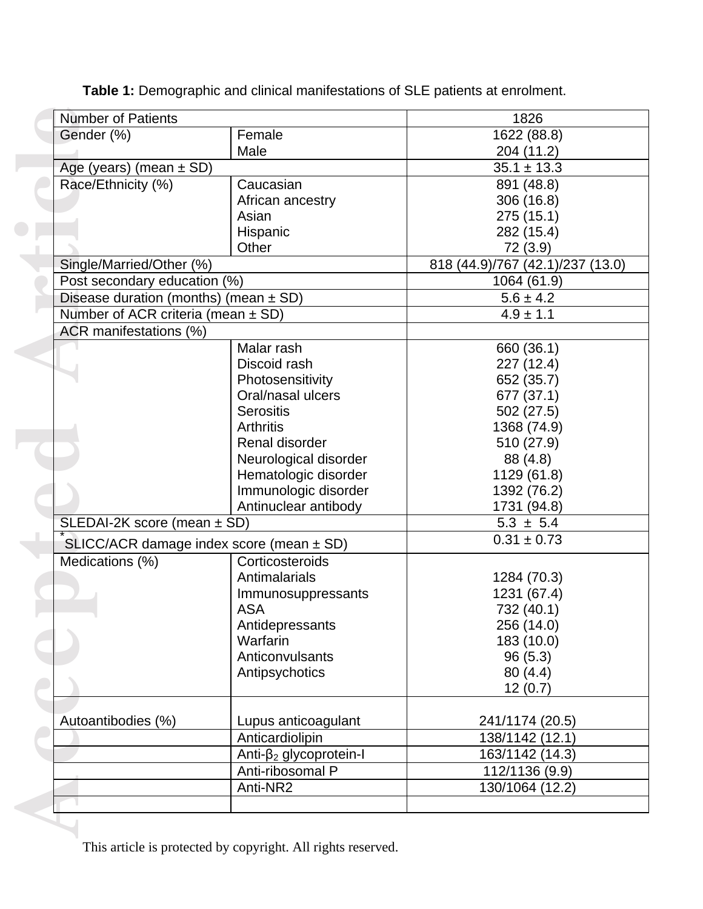**Table 1:** Demographic and clinical manifestations of SLE patients at enrolment.

| | | |
|---|---|---|
| Number of Patients | | 1826 |
| Gender (%) | Female | 1622 (88.8) |
| | Male | 204 (11.2) |
| Age (years) (mean ± SD) | | 35.1 ± 13.3 |
| Race/Ethnicity (%) | Caucasian | 891 (48.8) |
| | African ancestry | 306 (16.8) |
| | Asian | 275 (15.1) |
| | Hispanic | 282 (15.4) |
| | Other | 72 (3.9) |
| Single/Married/Other (%) | | 818 (44.9)/767 (42.1)/237 (13.0) |
| Post secondary education (%) | | 1064 (61.9) |
| Disease duration (months) (mean ± SD) | | 5.6 ± 4.2 |
| Number of ACR criteria (mean ± SD) | | 4.9 ± 1.1 |
| ACR manifestations (%) | | |
| | Malar rash | 660 (36.1) |
| | Discoid rash | 227 (12.4) |
| | Photosensitivity | 652 (35.7) |
| | Oral/nasal ulcers | 677 (37.1) |
| | Serositis | 502 (27.5) |
| | Arthritis | 1368 (74.9) |
| | Renal disorder | 510 (27.9) |
| | Neurological disorder | 88 (4.8) |
| | Hematologic disorder | 1129 (61.8) |
| | Immunologic disorder | 1392 (76.2) |
| | Antinuclear antibody | 1731 (94.8) |
| SLEDAI-2K score (mean ± SD) | | 5.3 ± 5.4 |
| *SLICC/ACR damage index score (mean ± SD) | | 0.31 ± 0.73 |
| Medications (%) | Corticosteroids | |
| | Antimalarials | 1284 (70.3) |
| | Immunosuppressants | 1231 (67.4) |
| | ASA | 732 (40.1) |
| | Antidepressants | 256 (14.0) |
| | Warfarin | 183 (10.0) |
| | Anticonvulsants | 96 (5.3) |
| | Antipsychotics | 80 (4.4) |
| | | 12 (0.7) |
| Autoantibodies (%) | Lupus anticoagulant | 241/1174 (20.5) |
| | Anticardiolipin | 138/1142 (12.1) |
| | Anti-$\beta_2$ glycoprotein-I | 163/1142 (14.3) |
| | Anti-ribosomal P | 112/1136 (9.9) |
| | Anti-NR2 | 130/1064 (12.2) |
| | | |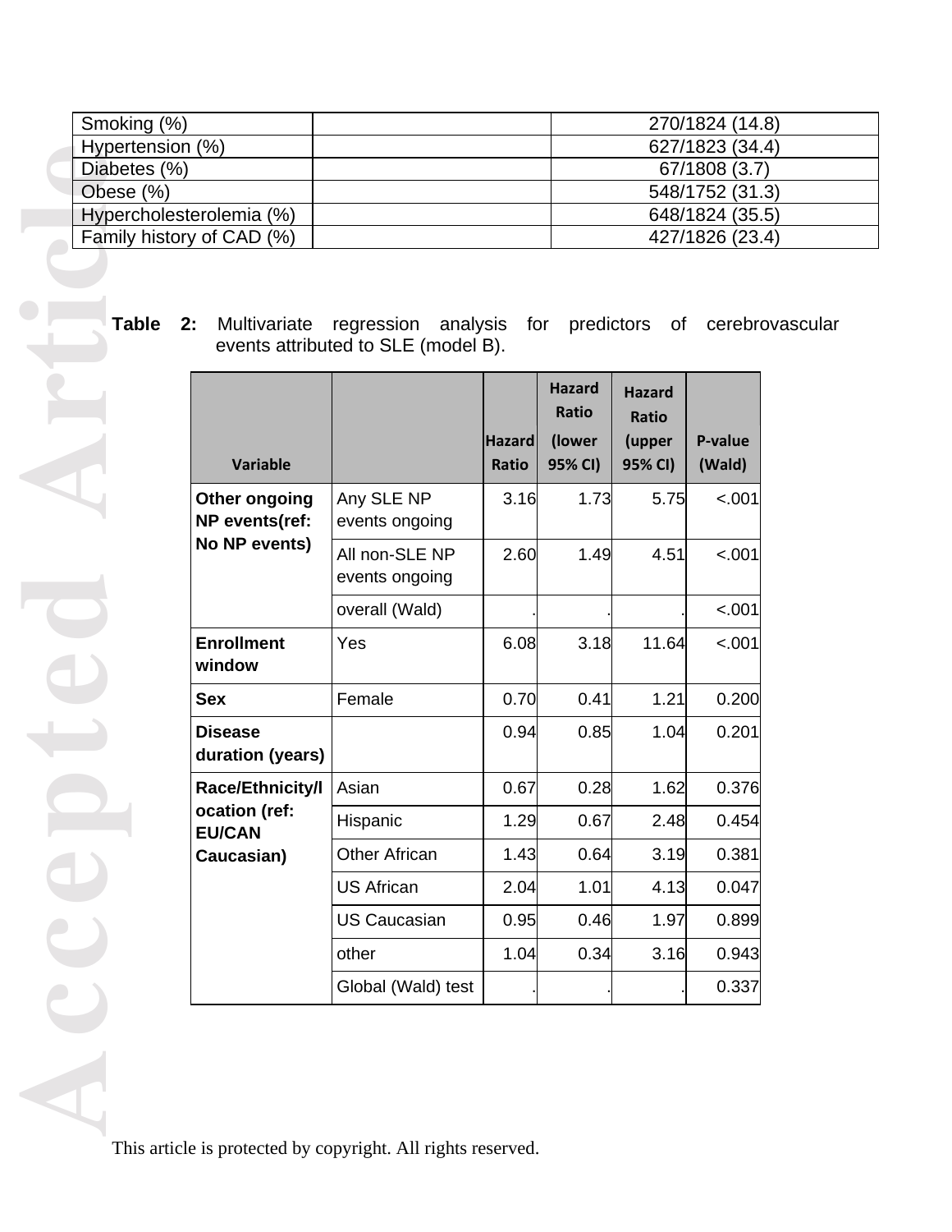| Smoking (%) | | 270/1824 (14.8) |
|---|---|---|
| Hypertension (%) | | 627/1823 (34.4) |
| Diabetes (%) | | 67/1808 (3.7) |
| Obese (%) | | 548/1752 (31.3) |
| Hypercholesterolemia (%) | | 648/1824 (35.5) |
| Family history of CAD (%) | | 427/1826 (23.4) |

**Table 2:** Multivariate regression analysis for predictors of cerebrovascular events attributed to SLE (model B).

| Variable | | Hazard Ratio | Hazard Ratio (lower 95% CI) | Hazard Ratio (upper 95% CI) | P-value (Wald) |
|---|---|---|---|---|---|
| **Other ongoing NP events(ref: No NP events)** | Any SLE NP events ongoing | 3.16 | 1.73 | 5.75 | <.001 |
| | All non-SLE NP events ongoing | 2.60 | 1.49 | 4.51 | <.001 |
| | overall (Wald) | . | . | . | <.001 |
| **Enrollment window** | Yes | 6.08 | 3.18 | 11.64 | <.001 |
| **Sex** | Female | 0.70 | 0.41 | 1.21 | 0.200 |
| **Disease duration (years)** | | 0.94 | 0.85 | 1.04 | 0.201 |
| **Race/Ethnicity/location (ref: EU/CAN Caucasian)** | Asian | 0.67 | 0.28 | 1.62 | 0.376 |
| | Hispanic | 1.29 | 0.67 | 2.48 | 0.454 |
| | Other African | 1.43 | 0.64 | 3.19 | 0.381 |
| | US African | 2.04 | 1.01 | 4.13 | 0.047 |
| | US Caucasian | 0.95 | 0.46 | 1.97 | 0.899 |
| | other | 1.04 | 0.34 | 3.16 | 0.943 |
| | Global (Wald) test | . | . | . | 0.337 |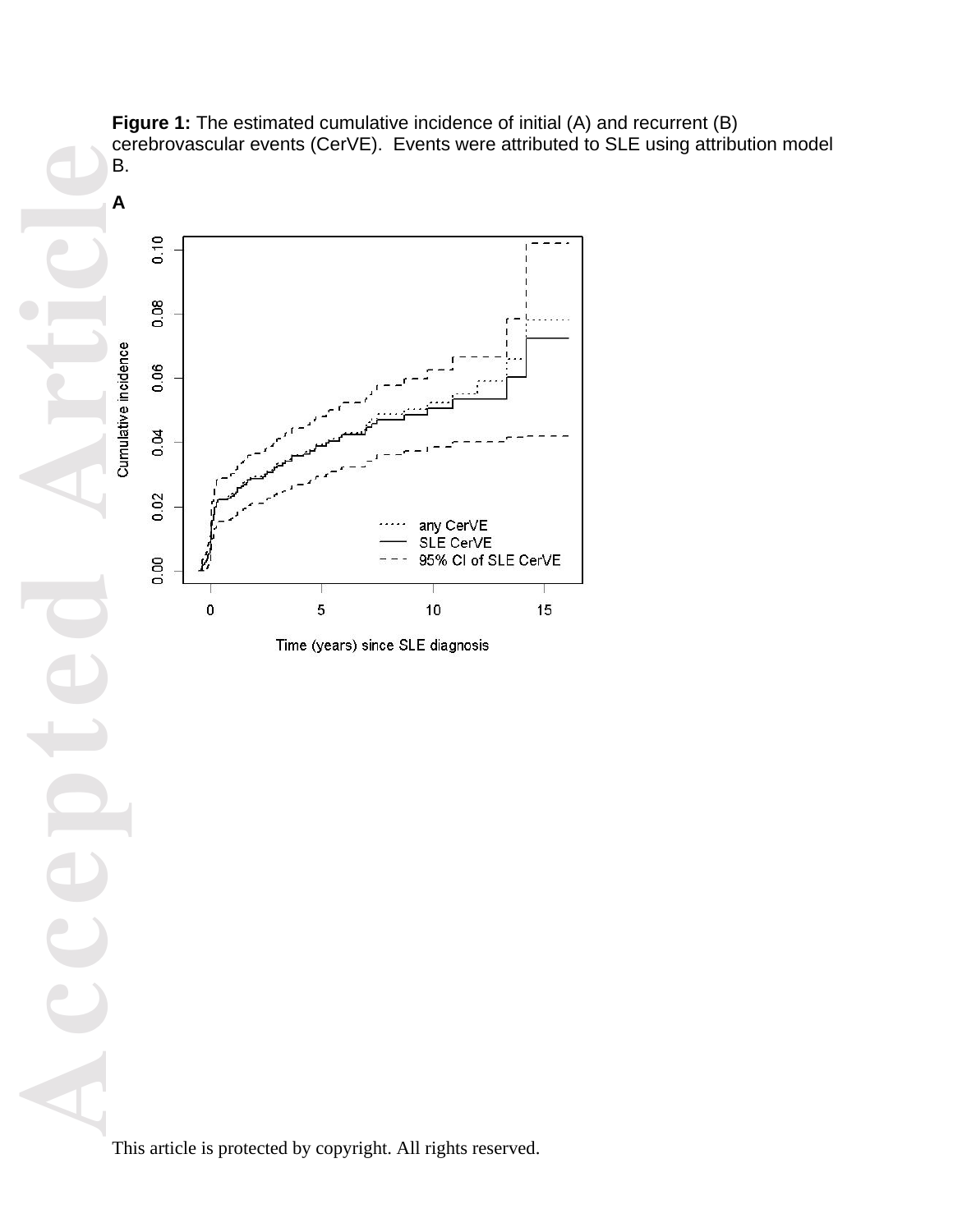**Figure 1:** The estimated cumulative incidence of initial (A) and recurrent (B) cerebrovascular events (CerVE). Events were attributed to SLE using attribution model B.

**A**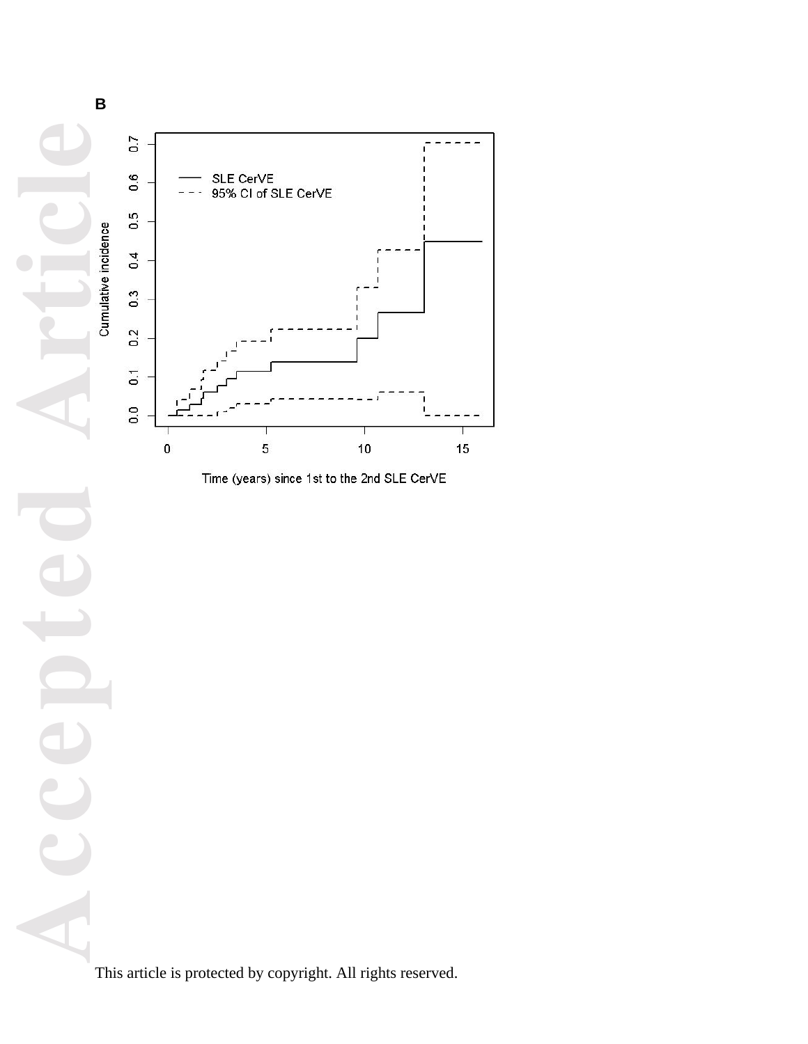B

SLE CerVE

95% CI of SLE CerVE

Cumulative incidence

Time (years) since 1st to the 2nd SLE CerVE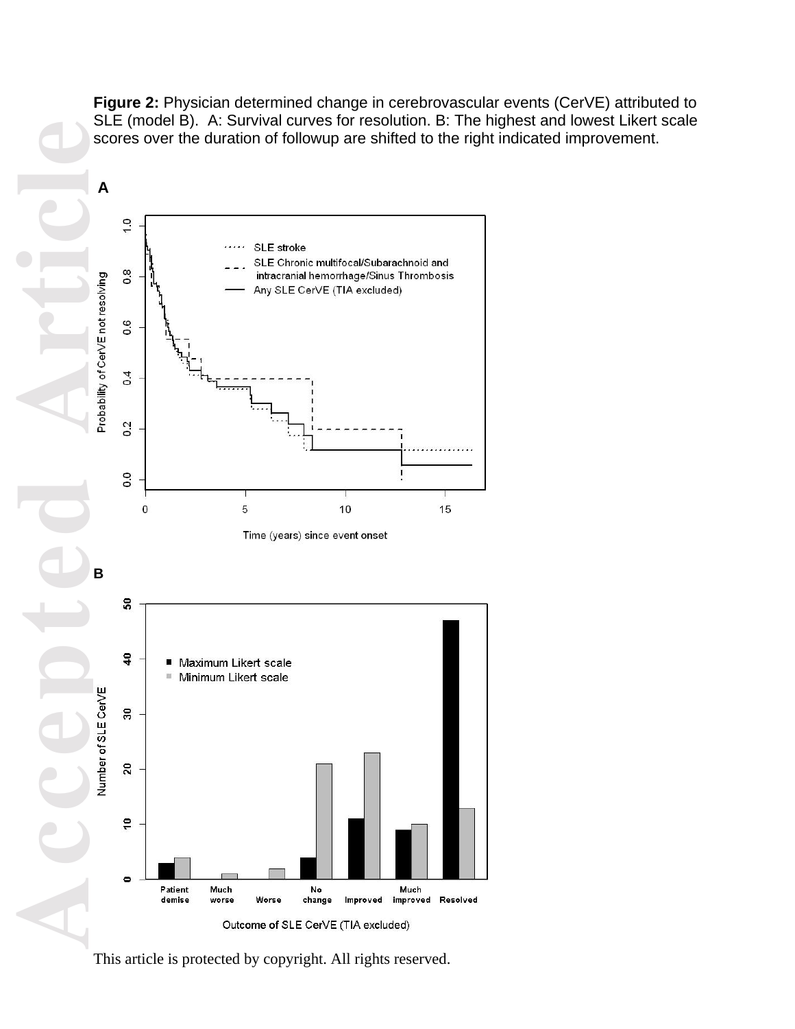**Figure 2:** Physician determined change in cerebrovascular events (CerVE) attributed to SLE (model B). A: Survival curves for resolution. B: The highest and lowest Likert scale scores over the duration of followup are shifted to the right indicated improvement.

A

B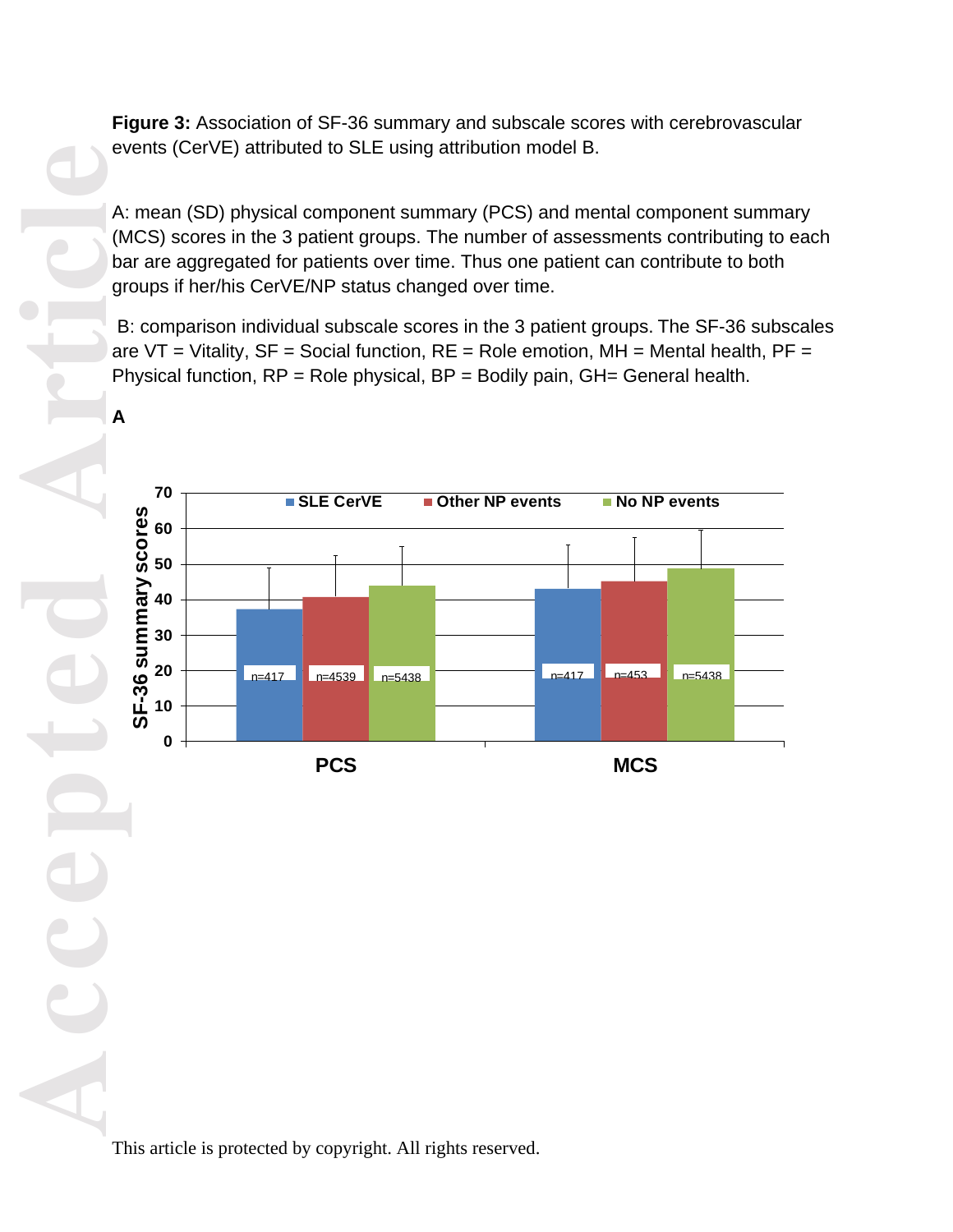**Figure 3:** Association of SF-36 summary and subscale scores with cerebrovascular events (CerVE) attributed to SLE using attribution model B.

A: mean (SD) physical component summary (PCS) and mental component summary (MCS) scores in the 3 patient groups. The number of assessments contributing to each bar are aggregated for patients over time. Thus one patient can contribute to both groups if her/his CerVE/NP status changed over time.

B: comparison individual subscale scores in the 3 patient groups. The SF-36 subscales are VT = Vitality, SF = Social function, RE = Role emotion, MH = Mental health, PF = Physical function, RP = Role physical, BP = Bodily pain, GH= General health.

**A**

| | SLE CerVE | Other NP events | No NP events |
|---|---|---|---|
| PCS | n=417 | n=4539 | n=5438 |
| MCS | n=417 | n=453 | n=5438 |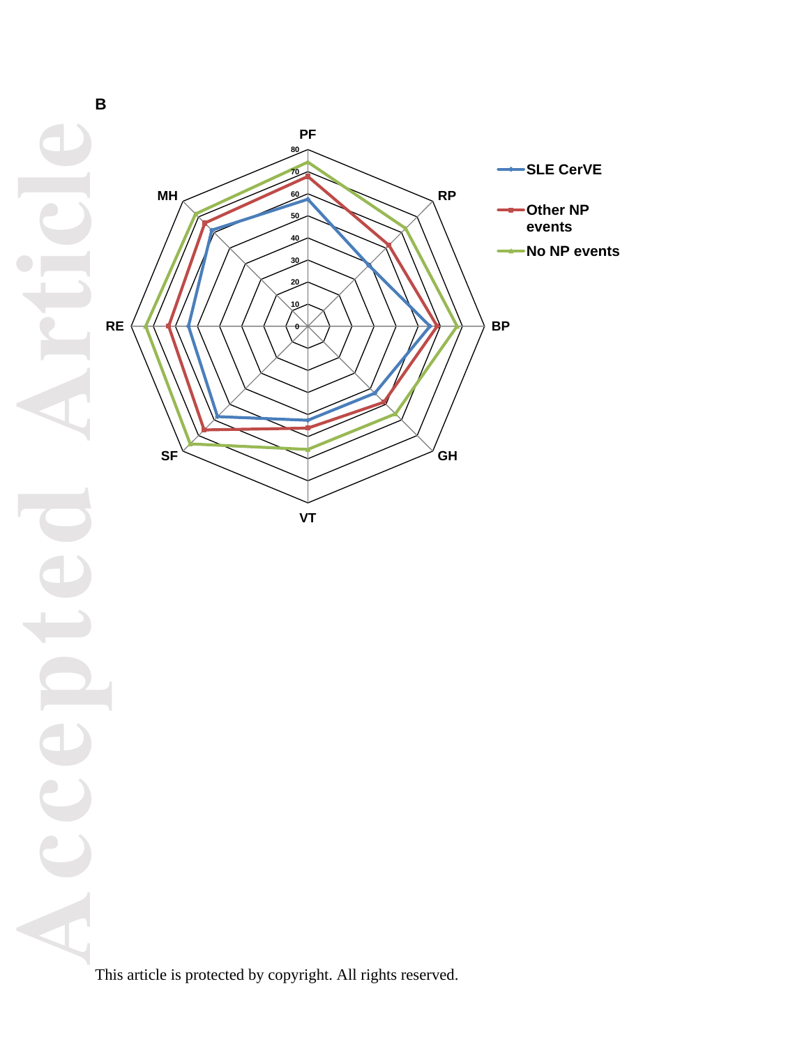B

| | SLE CerVE | Other NP events | No NP events |
|---|---|---|---|
| PF | | | |
| RP | | | |
| BP | | | |
| GH | | | |
| VT | | | |
| SF | | | |
| RE | | | |
| MH | | | |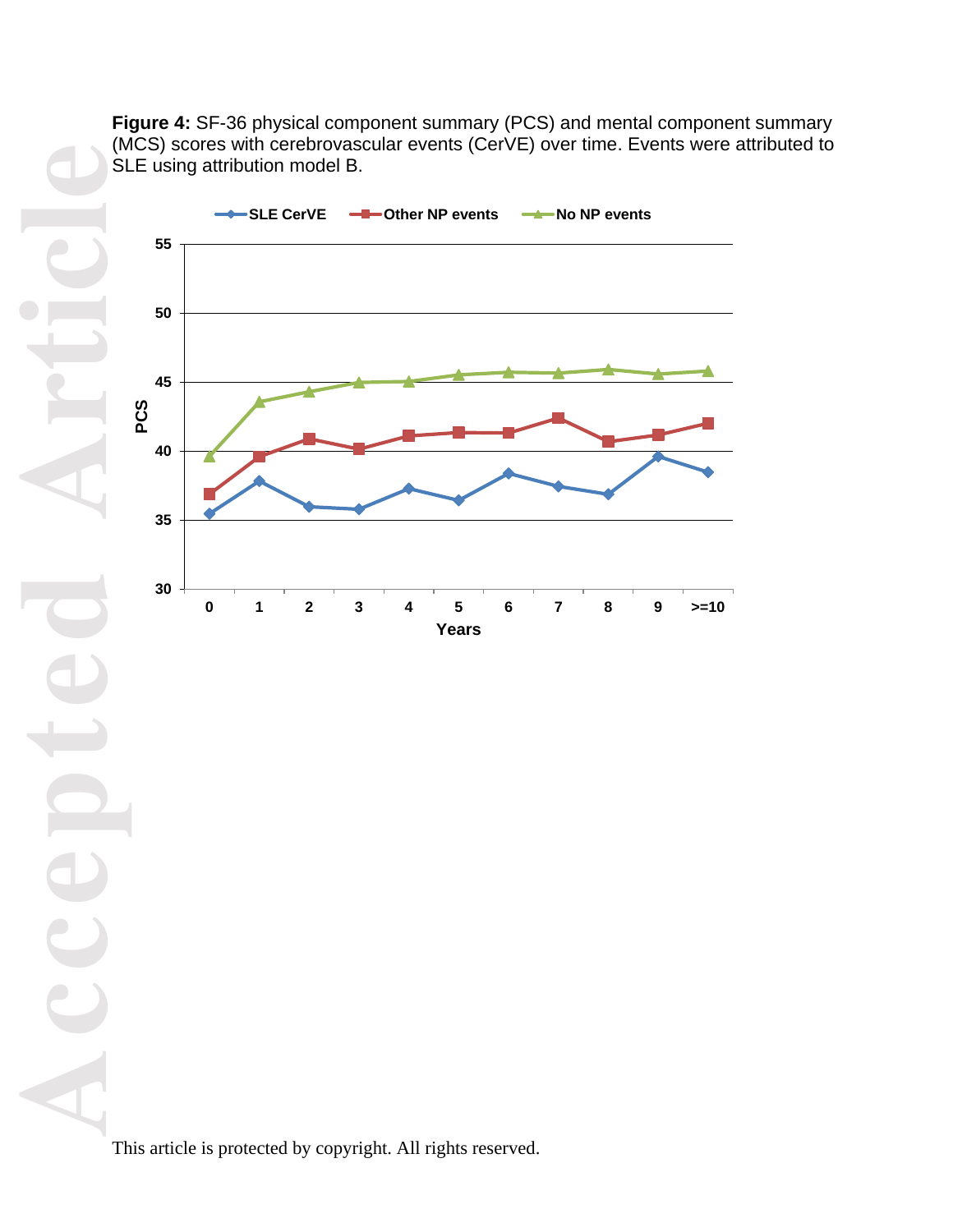**Figure 4:** SF-36 physical component summary (PCS) and mental component summary (MCS) scores with cerebrovascular events (CerVE) over time. Events were attributed to SLE using attribution model B.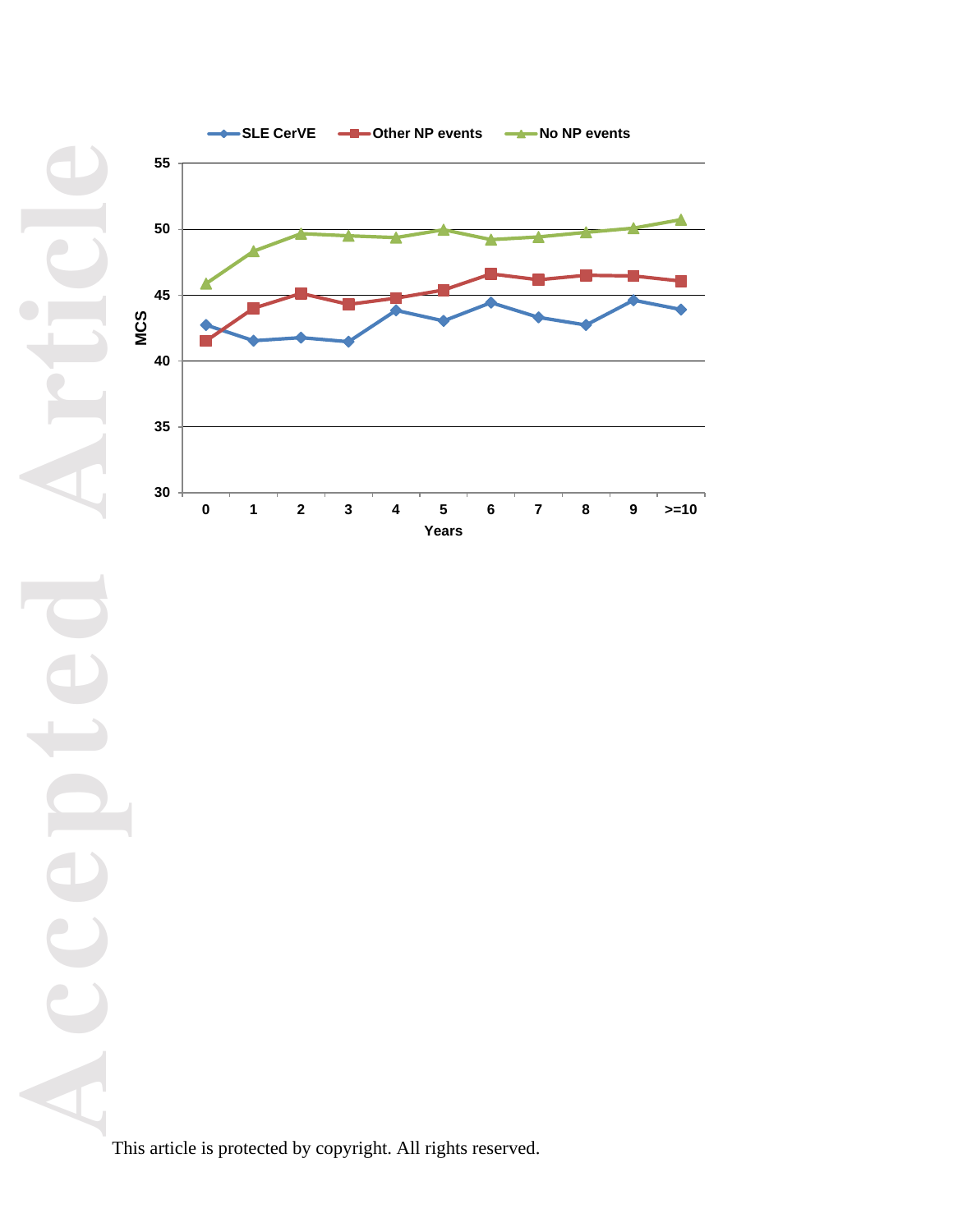SLE CerVE
Other NP events
No NP events

55
50
45
40
35
30

MCS

0
1
2
3
4
5
6
7
8
9
>=10

Years